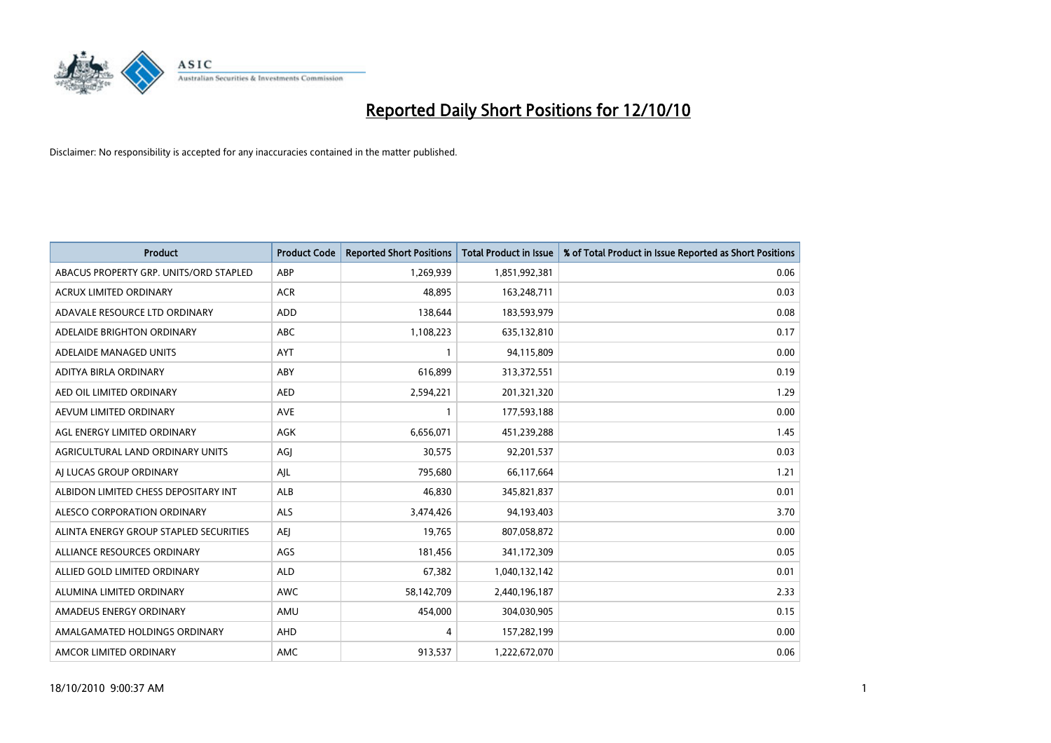# Reported Daily Short Positions for 12/10/10

Disclaimer: No responsibility is accepted for any inaccuracies contained in the matter published.

| Product | Product Code | Reported Short Positions | Total Product in Issue | % of Total Product in Issue Reported as Short Positions |
|---|---|---|---|---|
| ABACUS PROPERTY GRP. UNITS/ORD STAPLED | ABP | 1,269,939 | 1,851,992,381 | 0.06 |
| ACRUX LIMITED ORDINARY | ACR | 48,895 | 163,248,711 | 0.03 |
| ADAVALE RESOURCE LTD ORDINARY | ADD | 138,644 | 183,593,979 | 0.08 |
| ADELAIDE BRIGHTON ORDINARY | ABC | 1,108,223 | 635,132,810 | 0.17 |
| ADELAIDE MANAGED UNITS | AYT | 1 | 94,115,809 | 0.00 |
| ADITYA BIRLA ORDINARY | ABY | 616,899 | 313,372,551 | 0.19 |
| AED OIL LIMITED ORDINARY | AED | 2,594,221 | 201,321,320 | 1.29 |
| AEVUM LIMITED ORDINARY | AVE | 1 | 177,593,188 | 0.00 |
| AGL ENERGY LIMITED ORDINARY | AGK | 6,656,071 | 451,239,288 | 1.45 |
| AGRICULTURAL LAND ORDINARY UNITS | AGJ | 30,575 | 92,201,537 | 0.03 |
| AJ LUCAS GROUP ORDINARY | AJL | 795,680 | 66,117,664 | 1.21 |
| ALBIDON LIMITED CHESS DEPOSITARY INT | ALB | 46,830 | 345,821,837 | 0.01 |
| ALESCO CORPORATION ORDINARY | ALS | 3,474,426 | 94,193,403 | 3.70 |
| ALINTA ENERGY GROUP STAPLED SECURITIES | AEJ | 19,765 | 807,058,872 | 0.00 |
| ALLIANCE RESOURCES ORDINARY | AGS | 181,456 | 341,172,309 | 0.05 |
| ALLIED GOLD LIMITED ORDINARY | ALD | 67,382 | 1,040,132,142 | 0.01 |
| ALUMINA LIMITED ORDINARY | AWC | 58,142,709 | 2,440,196,187 | 2.33 |
| AMADEUS ENERGY ORDINARY | AMU | 454,000 | 304,030,905 | 0.15 |
| AMALGAMATED HOLDINGS ORDINARY | AHD | 4 | 157,282,199 | 0.00 |
| AMCOR LIMITED ORDINARY | AMC | 913,537 | 1,222,672,070 | 0.06 |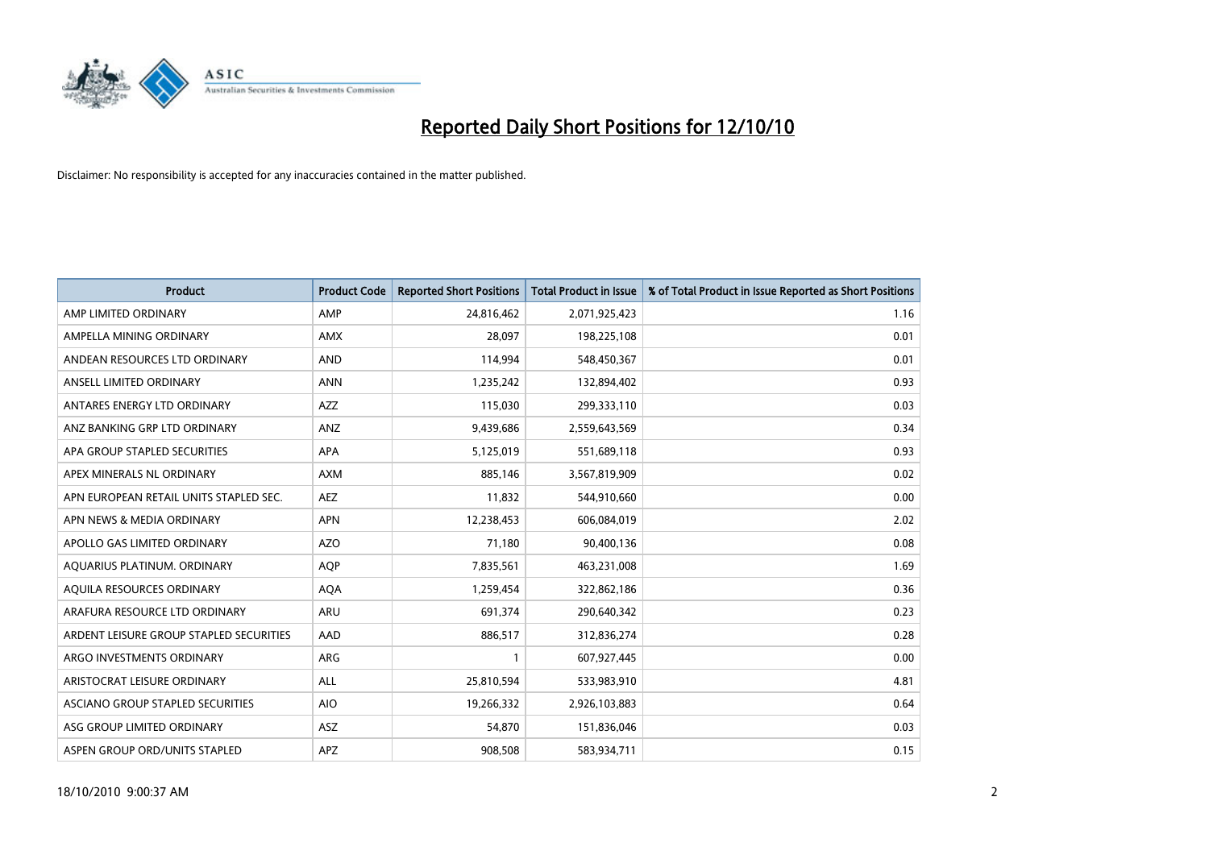# Reported Daily Short Positions for 12/10/10

Disclaimer: No responsibility is accepted for any inaccuracies contained in the matter published.

| Product | Product Code | Reported Short Positions | Total Product in Issue | % of Total Product in Issue Reported as Short Positions |
|---|---|---|---|---|
| AMP LIMITED ORDINARY | AMP | 24,816,462 | 2,071,925,423 | 1.16 |
| AMPELLA MINING ORDINARY | AMX | 28,097 | 198,225,108 | 0.01 |
| ANDEAN RESOURCES LTD ORDINARY | AND | 114,994 | 548,450,367 | 0.01 |
| ANSELL LIMITED ORDINARY | ANN | 1,235,242 | 132,894,402 | 0.93 |
| ANTARES ENERGY LTD ORDINARY | AZZ | 115,030 | 299,333,110 | 0.03 |
| ANZ BANKING GRP LTD ORDINARY | ANZ | 9,439,686 | 2,559,643,569 | 0.34 |
| APA GROUP STAPLED SECURITIES | APA | 5,125,019 | 551,689,118 | 0.93 |
| APEX MINERALS NL ORDINARY | AXM | 885,146 | 3,567,819,909 | 0.02 |
| APN EUROPEAN RETAIL UNITS STAPLED SEC. | AEZ | 11,832 | 544,910,660 | 0.00 |
| APN NEWS & MEDIA ORDINARY | APN | 12,238,453 | 606,084,019 | 2.02 |
| APOLLO GAS LIMITED ORDINARY | AZO | 71,180 | 90,400,136 | 0.08 |
| AQUARIUS PLATINUM. ORDINARY | AQP | 7,835,561 | 463,231,008 | 1.69 |
| AQUILA RESOURCES ORDINARY | AQA | 1,259,454 | 322,862,186 | 0.36 |
| ARAFURA RESOURCE LTD ORDINARY | ARU | 691,374 | 290,640,342 | 0.23 |
| ARDENT LEISURE GROUP STAPLED SECURITIES | AAD | 886,517 | 312,836,274 | 0.28 |
| ARGO INVESTMENTS ORDINARY | ARG | 1 | 607,927,445 | 0.00 |
| ARISTOCRAT LEISURE ORDINARY | ALL | 25,810,594 | 533,983,910 | 4.81 |
| ASCIANO GROUP STAPLED SECURITIES | AIO | 19,266,332 | 2,926,103,883 | 0.64 |
| ASG GROUP LIMITED ORDINARY | ASZ | 54,870 | 151,836,046 | 0.03 |
| ASPEN GROUP ORD/UNITS STAPLED | APZ | 908,508 | 583,934,711 | 0.15 |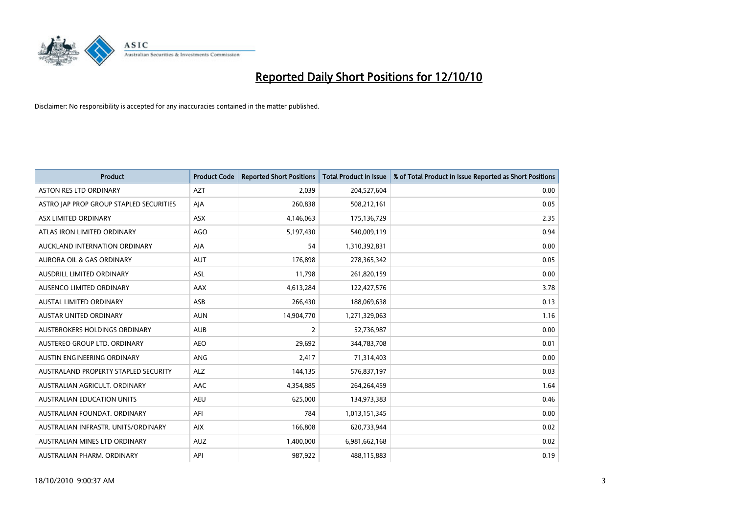# Reported Daily Short Positions for 12/10/10

Disclaimer: No responsibility is accepted for any inaccuracies contained in the matter published.

| Product | Product Code | Reported Short Positions | Total Product in Issue | % of Total Product in Issue Reported as Short Positions |
|---|---|---|---|---|
| ASTON RES LTD ORDINARY | AZT | 2,039 | 204,527,604 | 0.00 |
| ASTRO JAP PROP GROUP STAPLED SECURITIES | AJA | 260,838 | 508,212,161 | 0.05 |
| ASX LIMITED ORDINARY | ASX | 4,146,063 | 175,136,729 | 2.35 |
| ATLAS IRON LIMITED ORDINARY | AGO | 5,197,430 | 540,009,119 | 0.94 |
| AUCKLAND INTERNATION ORDINARY | AIA | 54 | 1,310,392,831 | 0.00 |
| AURORA OIL & GAS ORDINARY | AUT | 176,898 | 278,365,342 | 0.05 |
| AUSDRILL LIMITED ORDINARY | ASL | 11,798 | 261,820,159 | 0.00 |
| AUSENCO LIMITED ORDINARY | AAX | 4,613,284 | 122,427,576 | 3.78 |
| AUSTAL LIMITED ORDINARY | ASB | 266,430 | 188,069,638 | 0.13 |
| AUSTAR UNITED ORDINARY | AUN | 14,904,770 | 1,271,329,063 | 1.16 |
| AUSTBROKERS HOLDINGS ORDINARY | AUB | 2 | 52,736,987 | 0.00 |
| AUSTEREO GROUP LTD. ORDINARY | AEO | 29,692 | 344,783,708 | 0.01 |
| AUSTIN ENGINEERING ORDINARY | ANG | 2,417 | 71,314,403 | 0.00 |
| AUSTRALAND PROPERTY STAPLED SECURITY | ALZ | 144,135 | 576,837,197 | 0.03 |
| AUSTRALIAN AGRICULT. ORDINARY | AAC | 4,354,885 | 264,264,459 | 1.64 |
| AUSTRALIAN EDUCATION UNITS | AEU | 625,000 | 134,973,383 | 0.46 |
| AUSTRALIAN FOUNDAT. ORDINARY | AFI | 784 | 1,013,151,345 | 0.00 |
| AUSTRALIAN INFRASTR. UNITS/ORDINARY | AIX | 166,808 | 620,733,944 | 0.02 |
| AUSTRALIAN MINES LTD ORDINARY | AUZ | 1,400,000 | 6,981,662,168 | 0.02 |
| AUSTRALIAN PHARM. ORDINARY | API | 987,922 | 488,115,883 | 0.19 |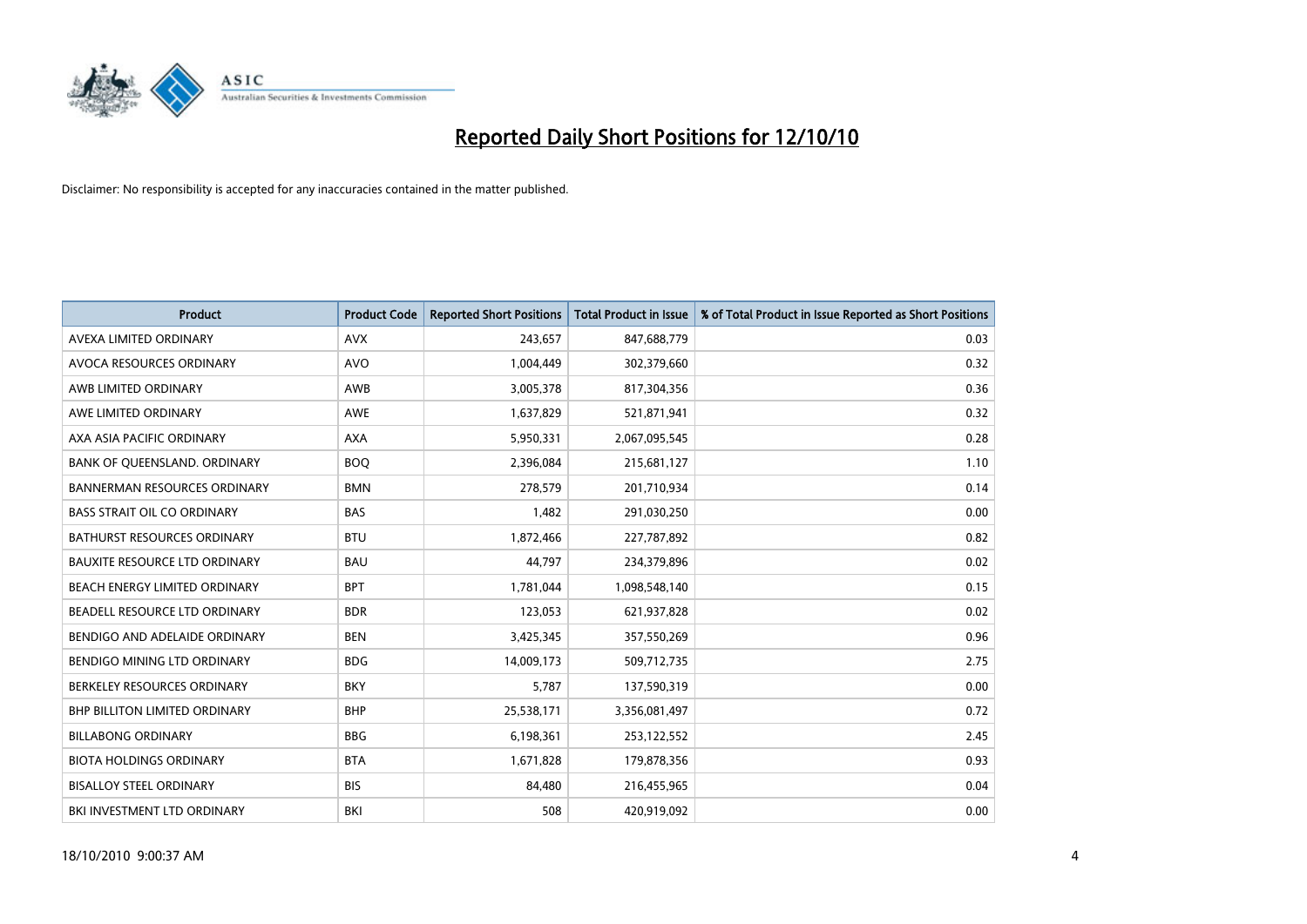# Reported Daily Short Positions for 12/10/10

Disclaimer: No responsibility is accepted for any inaccuracies contained in the matter published.

| Product | Product Code | Reported Short Positions | Total Product in Issue | % of Total Product in Issue Reported as Short Positions |
|---|---|---|---|---|
| AVEXA LIMITED ORDINARY | AVX | 243,657 | 847,688,779 | 0.03 |
| AVOCA RESOURCES ORDINARY | AVO | 1,004,449 | 302,379,660 | 0.32 |
| AWB LIMITED ORDINARY | AWB | 3,005,378 | 817,304,356 | 0.36 |
| AWE LIMITED ORDINARY | AWE | 1,637,829 | 521,871,941 | 0.32 |
| AXA ASIA PACIFIC ORDINARY | AXA | 5,950,331 | 2,067,095,545 | 0.28 |
| BANK OF QUEENSLAND. ORDINARY | BOQ | 2,396,084 | 215,681,127 | 1.10 |
| BANNERMAN RESOURCES ORDINARY | BMN | 278,579 | 201,710,934 | 0.14 |
| BASS STRAIT OIL CO ORDINARY | BAS | 1,482 | 291,030,250 | 0.00 |
| BATHURST RESOURCES ORDINARY | BTU | 1,872,466 | 227,787,892 | 0.82 |
| BAUXITE RESOURCE LTD ORDINARY | BAU | 44,797 | 234,379,896 | 0.02 |
| BEACH ENERGY LIMITED ORDINARY | BPT | 1,781,044 | 1,098,548,140 | 0.15 |
| BEADELL RESOURCE LTD ORDINARY | BDR | 123,053 | 621,937,828 | 0.02 |
| BENDIGO AND ADELAIDE ORDINARY | BEN | 3,425,345 | 357,550,269 | 0.96 |
| BENDIGO MINING LTD ORDINARY | BDG | 14,009,173 | 509,712,735 | 2.75 |
| BERKELEY RESOURCES ORDINARY | BKY | 5,787 | 137,590,319 | 0.00 |
| BHP BILLITON LIMITED ORDINARY | BHP | 25,538,171 | 3,356,081,497 | 0.72 |
| BILLABONG ORDINARY | BBG | 6,198,361 | 253,122,552 | 2.45 |
| BIOTA HOLDINGS ORDINARY | BTA | 1,671,828 | 179,878,356 | 0.93 |
| BISALLOY STEEL ORDINARY | BIS | 84,480 | 216,455,965 | 0.04 |
| BKI INVESTMENT LTD ORDINARY | BKI | 508 | 420,919,092 | 0.00 |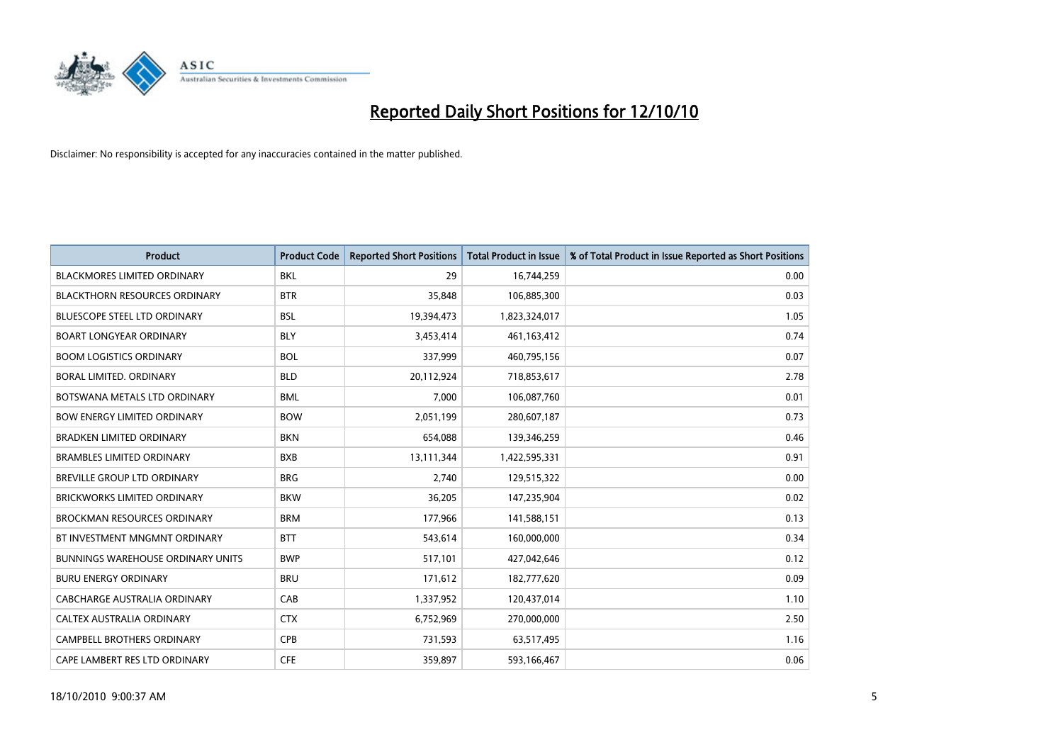# Reported Daily Short Positions for 12/10/10

Disclaimer: No responsibility is accepted for any inaccuracies contained in the matter published.

| Product | Product Code | Reported Short Positions | Total Product in Issue | % of Total Product in Issue Reported as Short Positions |
|---|---|---|---|---|
| BLACKMORES LIMITED ORDINARY | BKL | 29 | 16,744,259 | 0.00 |
| BLACKTHORN RESOURCES ORDINARY | BTR | 35,848 | 106,885,300 | 0.03 |
| BLUESCOPE STEEL LTD ORDINARY | BSL | 19,394,473 | 1,823,324,017 | 1.05 |
| BOART LONGYEAR ORDINARY | BLY | 3,453,414 | 461,163,412 | 0.74 |
| BOOM LOGISTICS ORDINARY | BOL | 337,999 | 460,795,156 | 0.07 |
| BORAL LIMITED. ORDINARY | BLD | 20,112,924 | 718,853,617 | 2.78 |
| BOTSWANA METALS LTD ORDINARY | BML | 7,000 | 106,087,760 | 0.01 |
| BOW ENERGY LIMITED ORDINARY | BOW | 2,051,199 | 280,607,187 | 0.73 |
| BRADKEN LIMITED ORDINARY | BKN | 654,088 | 139,346,259 | 0.46 |
| BRAMBLES LIMITED ORDINARY | BXB | 13,111,344 | 1,422,595,331 | 0.91 |
| BREVILLE GROUP LTD ORDINARY | BRG | 2,740 | 129,515,322 | 0.00 |
| BRICKWORKS LIMITED ORDINARY | BKW | 36,205 | 147,235,904 | 0.02 |
| BROCKMAN RESOURCES ORDINARY | BRM | 177,966 | 141,588,151 | 0.13 |
| BT INVESTMENT MNGMNT ORDINARY | BTT | 543,614 | 160,000,000 | 0.34 |
| BUNNINGS WAREHOUSE ORDINARY UNITS | BWP | 517,101 | 427,042,646 | 0.12 |
| BURU ENERGY ORDINARY | BRU | 171,612 | 182,777,620 | 0.09 |
| CABCHARGE AUSTRALIA ORDINARY | CAB | 1,337,952 | 120,437,014 | 1.10 |
| CALTEX AUSTRALIA ORDINARY | CTX | 6,752,969 | 270,000,000 | 2.50 |
| CAMPBELL BROTHERS ORDINARY | CPB | 731,593 | 63,517,495 | 1.16 |
| CAPE LAMBERT RES LTD ORDINARY | CFE | 359,897 | 593,166,467 | 0.06 |

18/10/2010 9:00:37 AM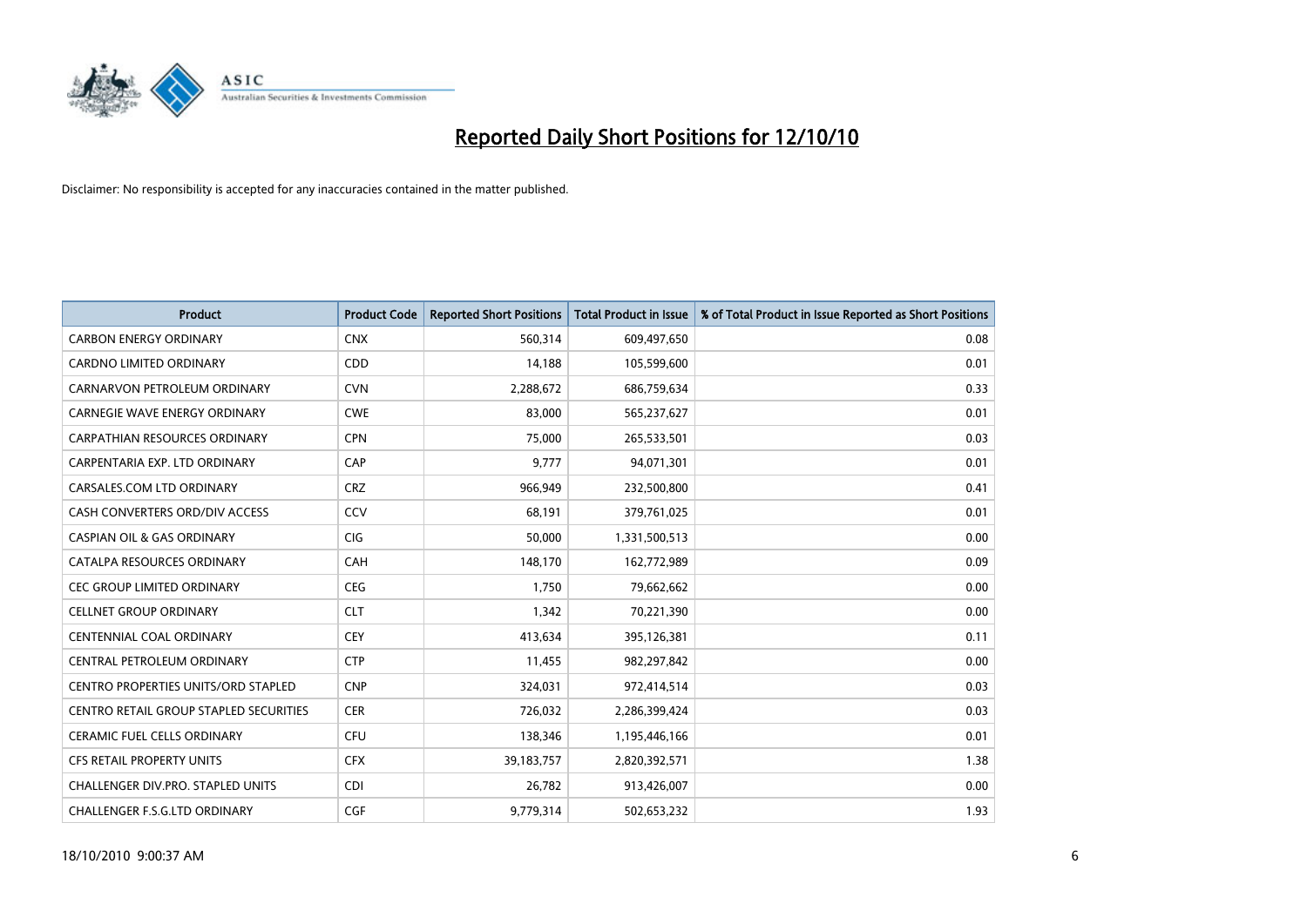# Reported Daily Short Positions for 12/10/10

Disclaimer: No responsibility is accepted for any inaccuracies contained in the matter published.

| Product | Product Code | Reported Short Positions | Total Product in Issue | % of Total Product in Issue Reported as Short Positions |
|---|---|---|---|---|
| CARBON ENERGY ORDINARY | CNX | 560,314 | 609,497,650 | 0.08 |
| CARDNO LIMITED ORDINARY | CDD | 14,188 | 105,599,600 | 0.01 |
| CARNARVON PETROLEUM ORDINARY | CVN | 2,288,672 | 686,759,634 | 0.33 |
| CARNEGIE WAVE ENERGY ORDINARY | CWE | 83,000 | 565,237,627 | 0.01 |
| CARPATHIAN RESOURCES ORDINARY | CPN | 75,000 | 265,533,501 | 0.03 |
| CARPENTARIA EXP. LTD ORDINARY | CAP | 9,777 | 94,071,301 | 0.01 |
| CARSALES.COM LTD ORDINARY | CRZ | 966,949 | 232,500,800 | 0.41 |
| CASH CONVERTERS ORD/DIV ACCESS | CCV | 68,191 | 379,761,025 | 0.01 |
| CASPIAN OIL & GAS ORDINARY | CIG | 50,000 | 1,331,500,513 | 0.00 |
| CATALPA RESOURCES ORDINARY | CAH | 148,170 | 162,772,989 | 0.09 |
| CEC GROUP LIMITED ORDINARY | CEG | 1,750 | 79,662,662 | 0.00 |
| CELLNET GROUP ORDINARY | CLT | 1,342 | 70,221,390 | 0.00 |
| CENTENNIAL COAL ORDINARY | CEY | 413,634 | 395,126,381 | 0.11 |
| CENTRAL PETROLEUM ORDINARY | CTP | 11,455 | 982,297,842 | 0.00 |
| CENTRO PROPERTIES UNITS/ORD STAPLED | CNP | 324,031 | 972,414,514 | 0.03 |
| CENTRO RETAIL GROUP STAPLED SECURITIES | CER | 726,032 | 2,286,399,424 | 0.03 |
| CERAMIC FUEL CELLS ORDINARY | CFU | 138,346 | 1,195,446,166 | 0.01 |
| CFS RETAIL PROPERTY UNITS | CFX | 39,183,757 | 2,820,392,571 | 1.38 |
| CHALLENGER DIV.PRO. STAPLED UNITS | CDI | 26,782 | 913,426,007 | 0.00 |
| CHALLENGER F.S.G.LTD ORDINARY | CGF | 9,779,314 | 502,653,232 | 1.93 |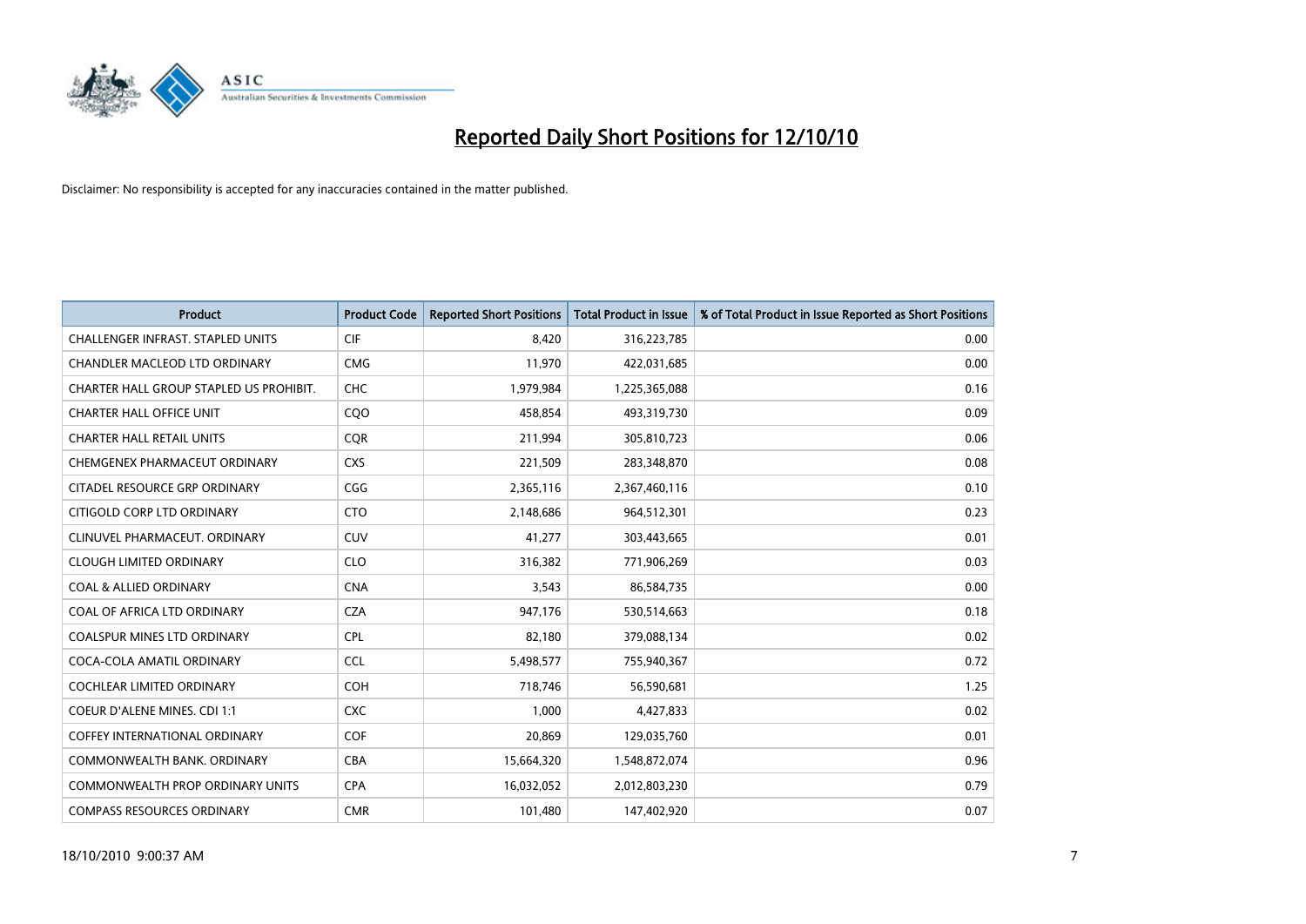# Reported Daily Short Positions for 12/10/10

Disclaimer: No responsibility is accepted for any inaccuracies contained in the matter published.

| Product | Product Code | Reported Short Positions | Total Product in Issue | % of Total Product in Issue Reported as Short Positions |
|---|---|---|---|---|
| CHALLENGER INFRAST. STAPLED UNITS | CIF | 8,420 | 316,223,785 | 0.00 |
| CHANDLER MACLEOD LTD ORDINARY | CMG | 11,970 | 422,031,685 | 0.00 |
| CHARTER HALL GROUP STAPLED US PROHIBIT. | CHC | 1,979,984 | 1,225,365,088 | 0.16 |
| CHARTER HALL OFFICE UNIT | CQO | 458,854 | 493,319,730 | 0.09 |
| CHARTER HALL RETAIL UNITS | CQR | 211,994 | 305,810,723 | 0.06 |
| CHEMGENEX PHARMACEUT ORDINARY | CXS | 221,509 | 283,348,870 | 0.08 |
| CITADEL RESOURCE GRP ORDINARY | CGG | 2,365,116 | 2,367,460,116 | 0.10 |
| CITIGOLD CORP LTD ORDINARY | CTO | 2,148,686 | 964,512,301 | 0.23 |
| CLINUVEL PHARMACEUT. ORDINARY | CUV | 41,277 | 303,443,665 | 0.01 |
| CLOUGH LIMITED ORDINARY | CLO | 316,382 | 771,906,269 | 0.03 |
| COAL & ALLIED ORDINARY | CNA | 3,543 | 86,584,735 | 0.00 |
| COAL OF AFRICA LTD ORDINARY | CZA | 947,176 | 530,514,663 | 0.18 |
| COALSPUR MINES LTD ORDINARY | CPL | 82,180 | 379,088,134 | 0.02 |
| COCA-COLA AMATIL ORDINARY | CCL | 5,498,577 | 755,940,367 | 0.72 |
| COCHLEAR LIMITED ORDINARY | COH | 718,746 | 56,590,681 | 1.25 |
| COEUR D'ALENE MINES. CDI 1:1 | CXC | 1,000 | 4,427,833 | 0.02 |
| COFFEY INTERNATIONAL ORDINARY | COF | 20,869 | 129,035,760 | 0.01 |
| COMMONWEALTH BANK. ORDINARY | CBA | 15,664,320 | 1,548,872,074 | 0.96 |
| COMMONWEALTH PROP ORDINARY UNITS | CPA | 16,032,052 | 2,012,803,230 | 0.79 |
| COMPASS RESOURCES ORDINARY | CMR | 101,480 | 147,402,920 | 0.07 |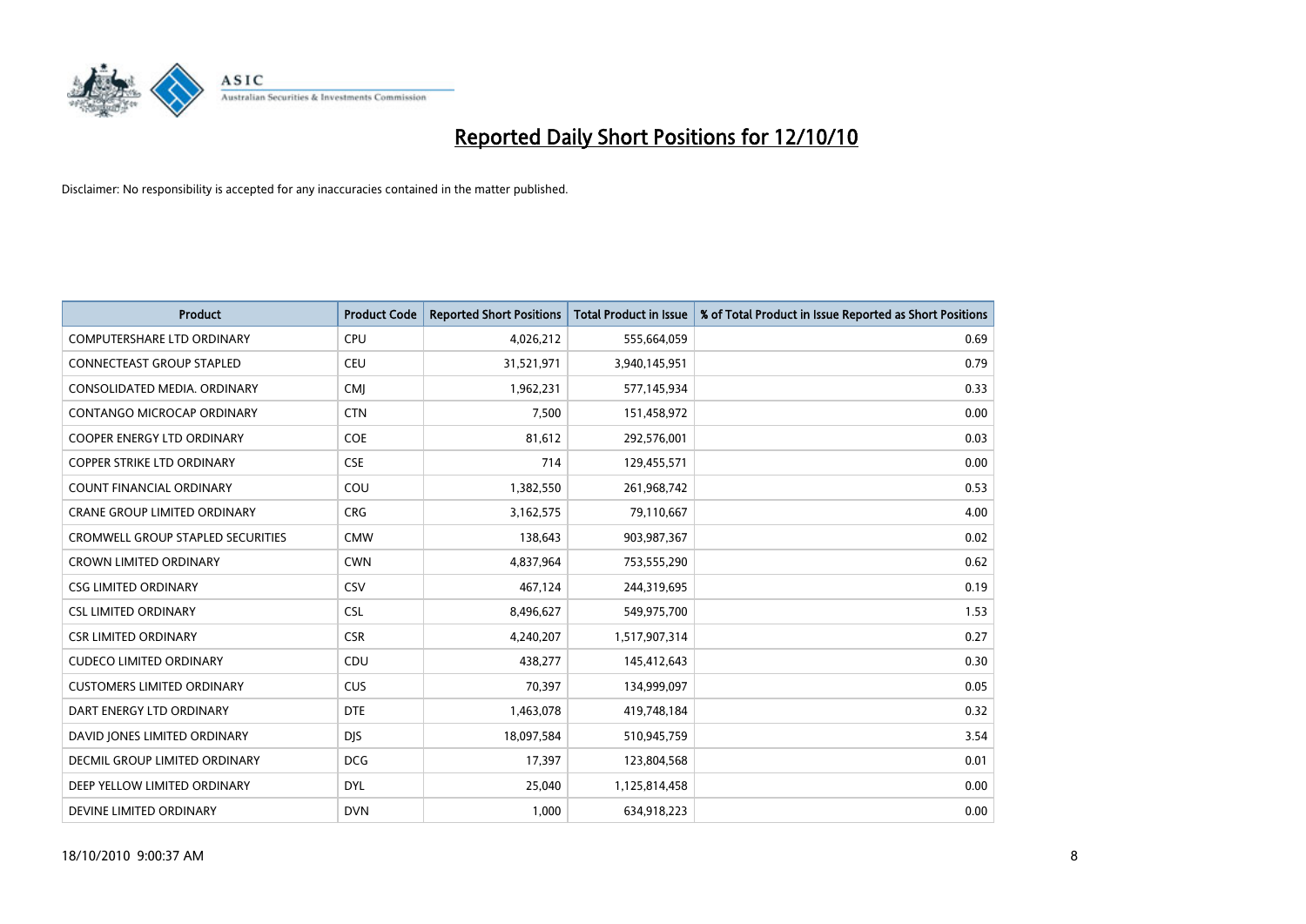# Reported Daily Short Positions for 12/10/10

Disclaimer: No responsibility is accepted for any inaccuracies contained in the matter published.

| Product | Product Code | Reported Short Positions | Total Product in Issue | % of Total Product in Issue Reported as Short Positions |
|---|---|---|---|---|
| COMPUTERSHARE LTD ORDINARY | CPU | 4,026,212 | 555,664,059 | 0.69 |
| CONNECTEAST GROUP STAPLED | CEU | 31,521,971 | 3,940,145,951 | 0.79 |
| CONSOLIDATED MEDIA. ORDINARY | CMJ | 1,962,231 | 577,145,934 | 0.33 |
| CONTANGO MICROCAP ORDINARY | CTN | 7,500 | 151,458,972 | 0.00 |
| COOPER ENERGY LTD ORDINARY | COE | 81,612 | 292,576,001 | 0.03 |
| COPPER STRIKE LTD ORDINARY | CSE | 714 | 129,455,571 | 0.00 |
| COUNT FINANCIAL ORDINARY | COU | 1,382,550 | 261,968,742 | 0.53 |
| CRANE GROUP LIMITED ORDINARY | CRG | 3,162,575 | 79,110,667 | 4.00 |
| CROMWELL GROUP STAPLED SECURITIES | CMW | 138,643 | 903,987,367 | 0.02 |
| CROWN LIMITED ORDINARY | CWN | 4,837,964 | 753,555,290 | 0.62 |
| CSG LIMITED ORDINARY | CSV | 467,124 | 244,319,695 | 0.19 |
| CSL LIMITED ORDINARY | CSL | 8,496,627 | 549,975,700 | 1.53 |
| CSR LIMITED ORDINARY | CSR | 4,240,207 | 1,517,907,314 | 0.27 |
| CUDECO LIMITED ORDINARY | CDU | 438,277 | 145,412,643 | 0.30 |
| CUSTOMERS LIMITED ORDINARY | CUS | 70,397 | 134,999,097 | 0.05 |
| DART ENERGY LTD ORDINARY | DTE | 1,463,078 | 419,748,184 | 0.32 |
| DAVID JONES LIMITED ORDINARY | DJS | 18,097,584 | 510,945,759 | 3.54 |
| DECMIL GROUP LIMITED ORDINARY | DCG | 17,397 | 123,804,568 | 0.01 |
| DEEP YELLOW LIMITED ORDINARY | DYL | 25,040 | 1,125,814,458 | 0.00 |
| DEVINE LIMITED ORDINARY | DVN | 1,000 | 634,918,223 | 0.00 |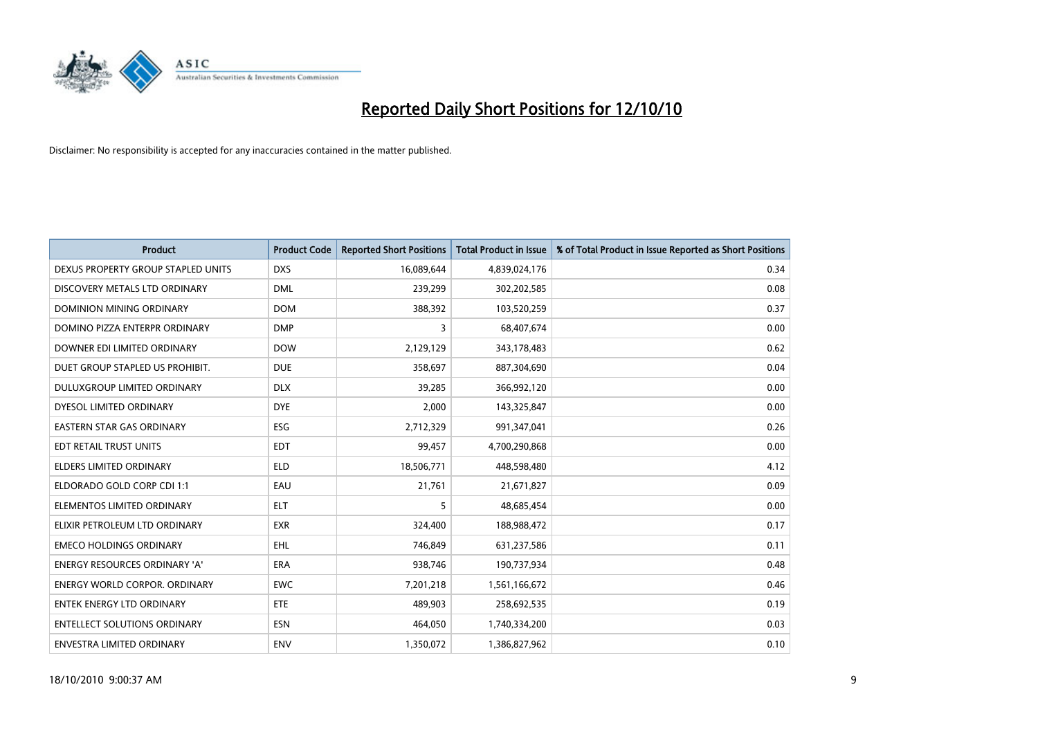# Reported Daily Short Positions for 12/10/10

Disclaimer: No responsibility is accepted for any inaccuracies contained in the matter published.

| Product | Product Code | Reported Short Positions | Total Product in Issue | % of Total Product in Issue Reported as Short Positions |
| --- | --- | --- | --- | --- |
| DEXUS PROPERTY GROUP STAPLED UNITS | DXS | 16,089,644 | 4,839,024,176 | 0.34 |
| DISCOVERY METALS LTD ORDINARY | DML | 239,299 | 302,202,585 | 0.08 |
| DOMINION MINING ORDINARY | DOM | 388,392 | 103,520,259 | 0.37 |
| DOMINO PIZZA ENTERPR ORDINARY | DMP | 3 | 68,407,674 | 0.00 |
| DOWNER EDI LIMITED ORDINARY | DOW | 2,129,129 | 343,178,483 | 0.62 |
| DUET GROUP STAPLED US PROHIBIT. | DUE | 358,697 | 887,304,690 | 0.04 |
| DULUXGROUP LIMITED ORDINARY | DLX | 39,285 | 366,992,120 | 0.00 |
| DYESOL LIMITED ORDINARY | DYE | 2,000 | 143,325,847 | 0.00 |
| EASTERN STAR GAS ORDINARY | ESG | 2,712,329 | 991,347,041 | 0.26 |
| EDT RETAIL TRUST UNITS | EDT | 99,457 | 4,700,290,868 | 0.00 |
| ELDERS LIMITED ORDINARY | ELD | 18,506,771 | 448,598,480 | 4.12 |
| ELDORADO GOLD CORP CDI 1:1 | EAU | 21,761 | 21,671,827 | 0.09 |
| ELEMENTOS LIMITED ORDINARY | ELT | 5 | 48,685,454 | 0.00 |
| ELIXIR PETROLEUM LTD ORDINARY | EXR | 324,400 | 188,988,472 | 0.17 |
| EMECO HOLDINGS ORDINARY | EHL | 746,849 | 631,237,586 | 0.11 |
| ENERGY RESOURCES ORDINARY 'A' | ERA | 938,746 | 190,737,934 | 0.48 |
| ENERGY WORLD CORPOR. ORDINARY | EWC | 7,201,218 | 1,561,166,672 | 0.46 |
| ENTEK ENERGY LTD ORDINARY | ETE | 489,903 | 258,692,535 | 0.19 |
| ENTELLECT SOLUTIONS ORDINARY | ESN | 464,050 | 1,740,334,200 | 0.03 |
| ENVESTRA LIMITED ORDINARY | ENV | 1,350,072 | 1,386,827,962 | 0.10 |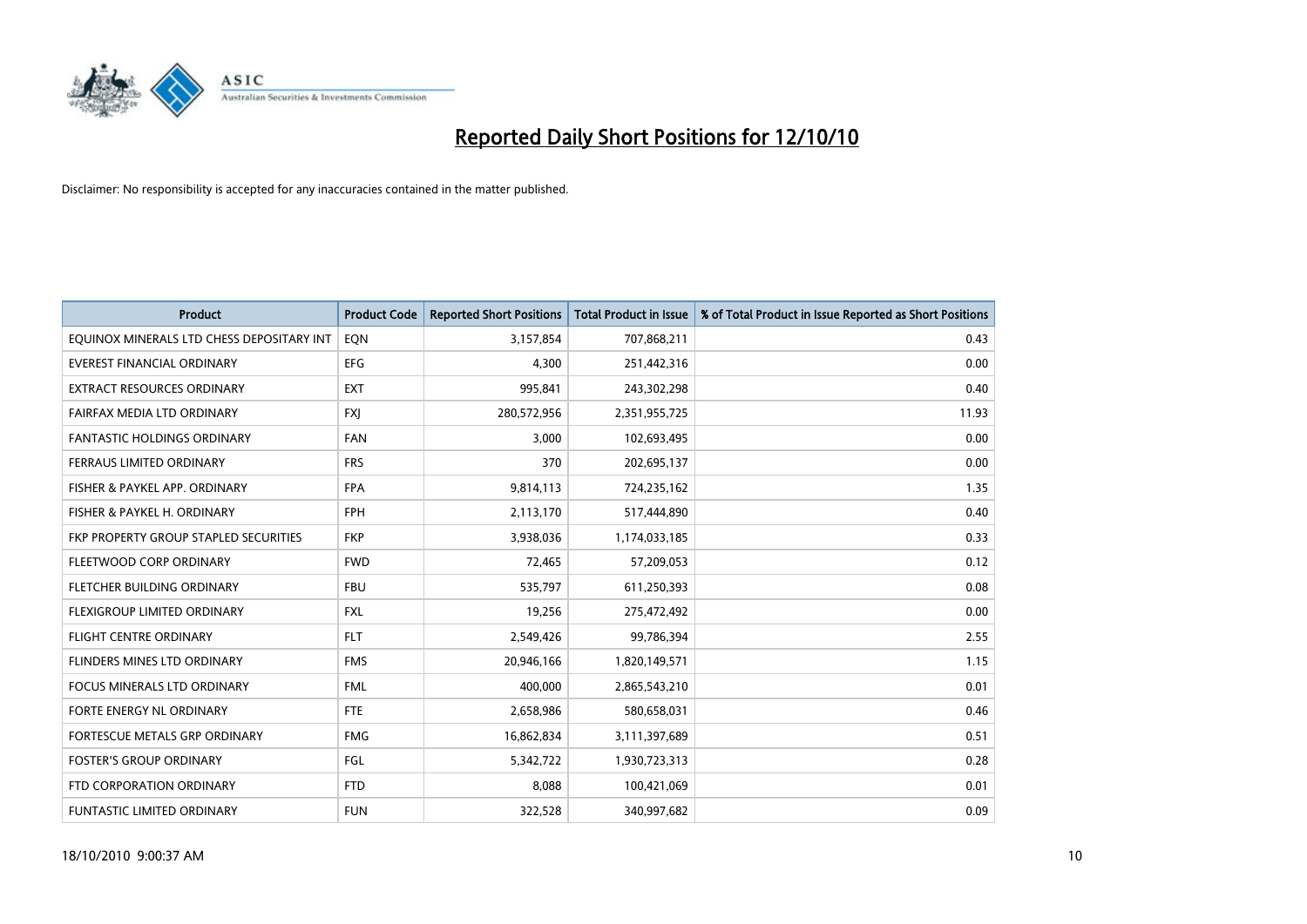# Reported Daily Short Positions for 12/10/10

Disclaimer: No responsibility is accepted for any inaccuracies contained in the matter published.

| Product | Product Code | Reported Short Positions | Total Product in Issue | % of Total Product in Issue Reported as Short Positions |
|---|---|---|---|---|
| EQUINOX MINERALS LTD CHESS DEPOSITARY INT | EQN | 3,157,854 | 707,868,211 | 0.43 |
| EVEREST FINANCIAL ORDINARY | EFG | 4,300 | 251,442,316 | 0.00 |
| EXTRACT RESOURCES ORDINARY | EXT | 995,841 | 243,302,298 | 0.40 |
| FAIRFAX MEDIA LTD ORDINARY | FXJ | 280,572,956 | 2,351,955,725 | 11.93 |
| FANTASTIC HOLDINGS ORDINARY | FAN | 3,000 | 102,693,495 | 0.00 |
| FERRAUS LIMITED ORDINARY | FRS | 370 | 202,695,137 | 0.00 |
| FISHER & PAYKEL APP. ORDINARY | FPA | 9,814,113 | 724,235,162 | 1.35 |
| FISHER & PAYKEL H. ORDINARY | FPH | 2,113,170 | 517,444,890 | 0.40 |
| FKP PROPERTY GROUP STAPLED SECURITIES | FKP | 3,938,036 | 1,174,033,185 | 0.33 |
| FLEETWOOD CORP ORDINARY | FWD | 72,465 | 57,209,053 | 0.12 |
| FLETCHER BUILDING ORDINARY | FBU | 535,797 | 611,250,393 | 0.08 |
| FLEXIGROUP LIMITED ORDINARY | FXL | 19,256 | 275,472,492 | 0.00 |
| FLIGHT CENTRE ORDINARY | FLT | 2,549,426 | 99,786,394 | 2.55 |
| FLINDERS MINES LTD ORDINARY | FMS | 20,946,166 | 1,820,149,571 | 1.15 |
| FOCUS MINERALS LTD ORDINARY | FML | 400,000 | 2,865,543,210 | 0.01 |
| FORTE ENERGY NL ORDINARY | FTE | 2,658,986 | 580,658,031 | 0.46 |
| FORTESCUE METALS GRP ORDINARY | FMG | 16,862,834 | 3,111,397,689 | 0.51 |
| FOSTER'S GROUP ORDINARY | FGL | 5,342,722 | 1,930,723,313 | 0.28 |
| FTD CORPORATION ORDINARY | FTD | 8,088 | 100,421,069 | 0.01 |
| FUNTASTIC LIMITED ORDINARY | FUN | 322,528 | 340,997,682 | 0.09 |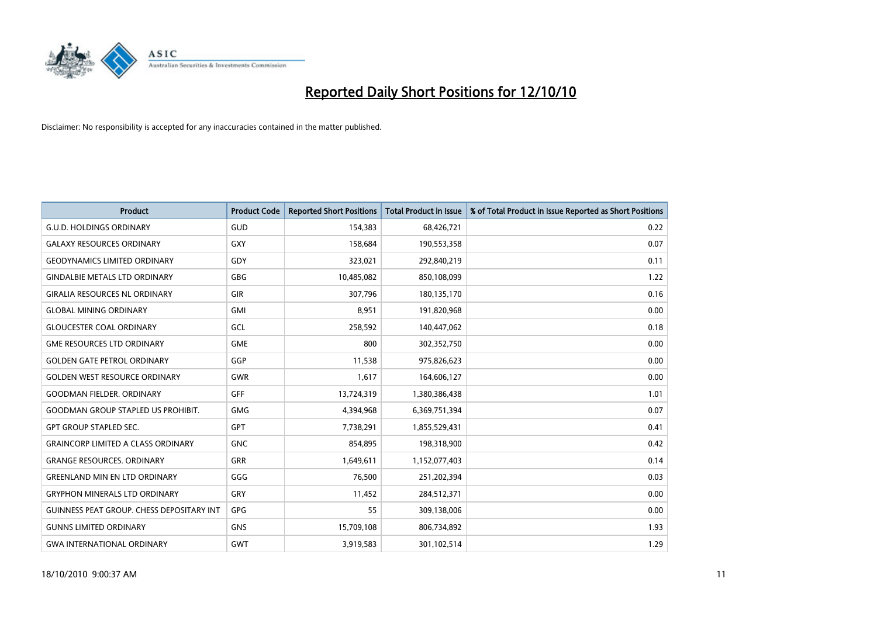# Reported Daily Short Positions for 12/10/10

Disclaimer: No responsibility is accepted for any inaccuracies contained in the matter published.

| Product | Product Code | Reported Short Positions | Total Product in Issue | % of Total Product in Issue Reported as Short Positions |
|---|---|---|---|---|
| G.U.D. HOLDINGS ORDINARY | GUD | 154,383 | 68,426,721 | 0.22 |
| GALAXY RESOURCES ORDINARY | GXY | 158,684 | 190,553,358 | 0.07 |
| GEODYNAMICS LIMITED ORDINARY | GDY | 323,021 | 292,840,219 | 0.11 |
| GINDALBIE METALS LTD ORDINARY | GBG | 10,485,082 | 850,108,099 | 1.22 |
| GIRALIA RESOURCES NL ORDINARY | GIR | 307,796 | 180,135,170 | 0.16 |
| GLOBAL MINING ORDINARY | GMI | 8,951 | 191,820,968 | 0.00 |
| GLOUCESTER COAL ORDINARY | GCL | 258,592 | 140,447,062 | 0.18 |
| GME RESOURCES LTD ORDINARY | GME | 800 | 302,352,750 | 0.00 |
| GOLDEN GATE PETROL ORDINARY | GGP | 11,538 | 975,826,623 | 0.00 |
| GOLDEN WEST RESOURCE ORDINARY | GWR | 1,617 | 164,606,127 | 0.00 |
| GOODMAN FIELDER. ORDINARY | GFF | 13,724,319 | 1,380,386,438 | 1.01 |
| GOODMAN GROUP STAPLED US PROHIBIT. | GMG | 4,394,968 | 6,369,751,394 | 0.07 |
| GPT GROUP STAPLED SEC. | GPT | 7,738,291 | 1,855,529,431 | 0.41 |
| GRAINCORP LIMITED A CLASS ORDINARY | GNC | 854,895 | 198,318,900 | 0.42 |
| GRANGE RESOURCES. ORDINARY | GRR | 1,649,611 | 1,152,077,403 | 0.14 |
| GREENLAND MIN EN LTD ORDINARY | GGG | 76,500 | 251,202,394 | 0.03 |
| GRYPHON MINERALS LTD ORDINARY | GRY | 11,452 | 284,512,371 | 0.00 |
| GUINNESS PEAT GROUP. CHESS DEPOSITARY INT | GPG | 55 | 309,138,006 | 0.00 |
| GUNNS LIMITED ORDINARY | GNS | 15,709,108 | 806,734,892 | 1.93 |
| GWA INTERNATIONAL ORDINARY | GWT | 3,919,583 | 301,102,514 | 1.29 |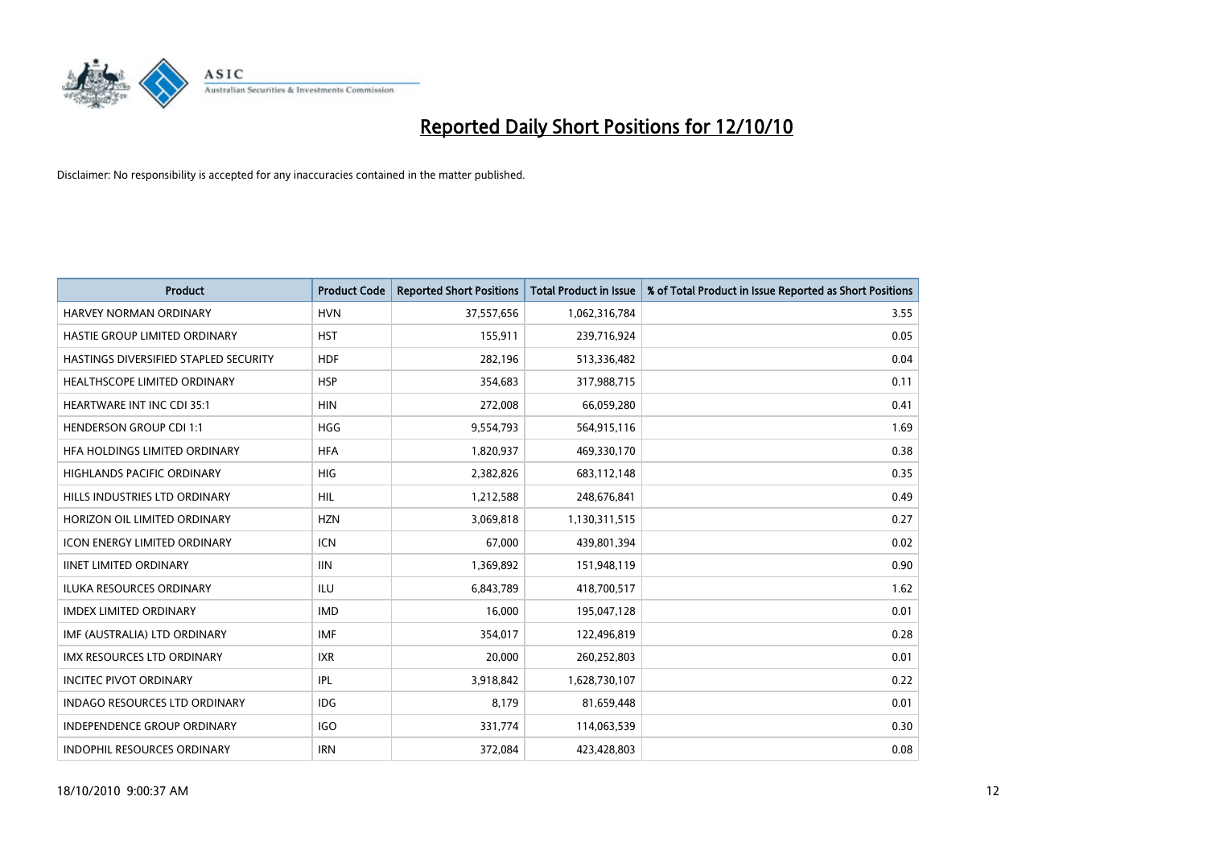# Reported Daily Short Positions for 12/10/10

Disclaimer: No responsibility is accepted for any inaccuracies contained in the matter published.

| Product | Product Code | Reported Short Positions | Total Product in Issue | % of Total Product in Issue Reported as Short Positions |
|---|---|---|---|---|
| HARVEY NORMAN ORDINARY | HVN | 37,557,656 | 1,062,316,784 | 3.55 |
| HASTIE GROUP LIMITED ORDINARY | HST | 155,911 | 239,716,924 | 0.05 |
| HASTINGS DIVERSIFIED STAPLED SECURITY | HDF | 282,196 | 513,336,482 | 0.04 |
| HEALTHSCOPE LIMITED ORDINARY | HSP | 354,683 | 317,988,715 | 0.11 |
| HEARTWARE INT INC CDI 35:1 | HIN | 272,008 | 66,059,280 | 0.41 |
| HENDERSON GROUP CDI 1:1 | HGG | 9,554,793 | 564,915,116 | 1.69 |
| HFA HOLDINGS LIMITED ORDINARY | HFA | 1,820,937 | 469,330,170 | 0.38 |
| HIGHLANDS PACIFIC ORDINARY | HIG | 2,382,826 | 683,112,148 | 0.35 |
| HILLS INDUSTRIES LTD ORDINARY | HIL | 1,212,588 | 248,676,841 | 0.49 |
| HORIZON OIL LIMITED ORDINARY | HZN | 3,069,818 | 1,130,311,515 | 0.27 |
| ICON ENERGY LIMITED ORDINARY | ICN | 67,000 | 439,801,394 | 0.02 |
| IINET LIMITED ORDINARY | IIN | 1,369,892 | 151,948,119 | 0.90 |
| ILUKA RESOURCES ORDINARY | ILU | 6,843,789 | 418,700,517 | 1.62 |
| IMDEX LIMITED ORDINARY | IMD | 16,000 | 195,047,128 | 0.01 |
| IMF (AUSTRALIA) LTD ORDINARY | IMF | 354,017 | 122,496,819 | 0.28 |
| IMX RESOURCES LTD ORDINARY | IXR | 20,000 | 260,252,803 | 0.01 |
| INCITEC PIVOT ORDINARY | IPL | 3,918,842 | 1,628,730,107 | 0.22 |
| INDAGO RESOURCES LTD ORDINARY | IDG | 8,179 | 81,659,448 | 0.01 |
| INDEPENDENCE GROUP ORDINARY | IGO | 331,774 | 114,063,539 | 0.30 |
| INDOPHIL RESOURCES ORDINARY | IRN | 372,084 | 423,428,803 | 0.08 |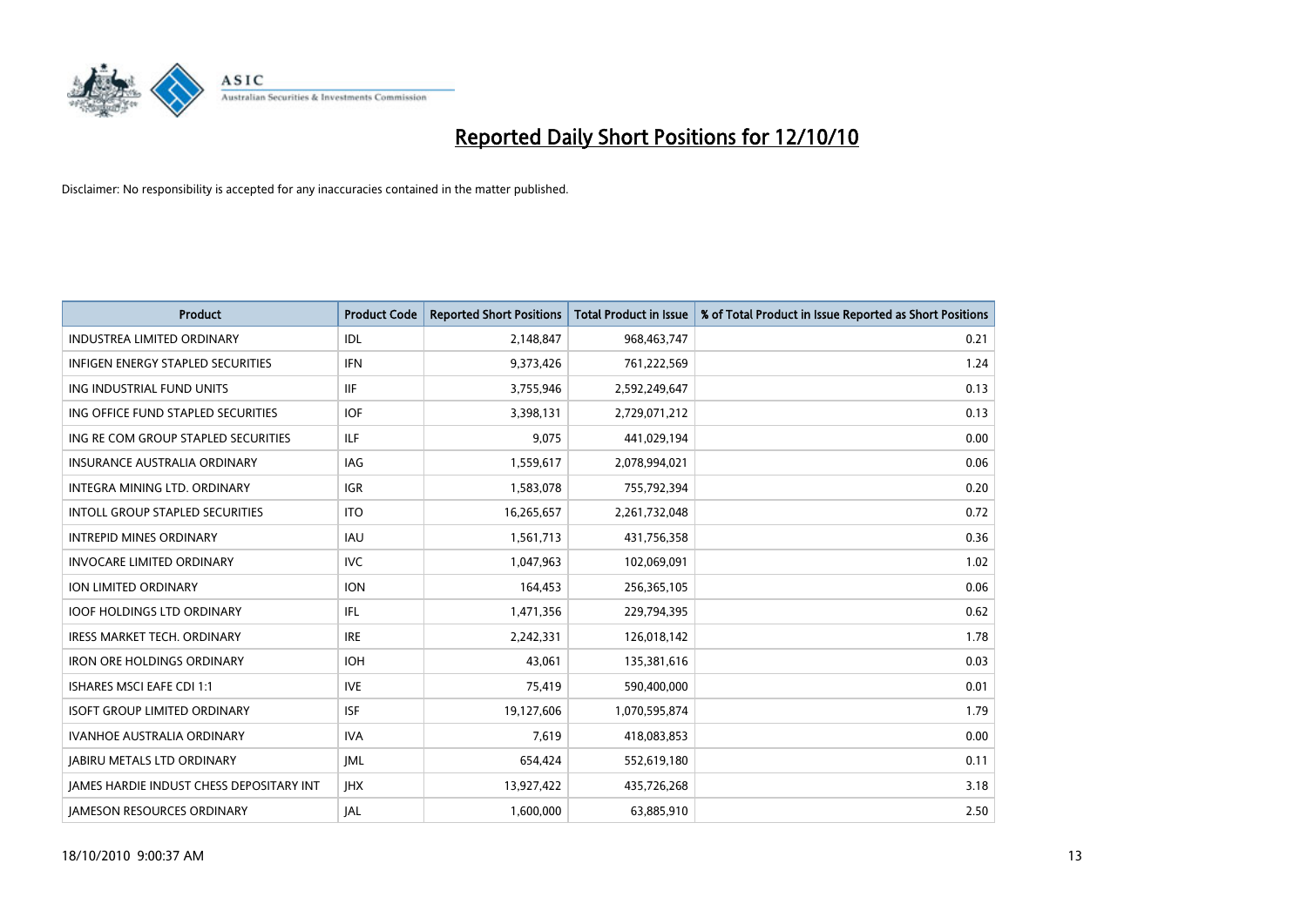# Reported Daily Short Positions for 12/10/10

Disclaimer: No responsibility is accepted for any inaccuracies contained in the matter published.

| Product | Product Code | Reported Short Positions | Total Product in Issue | % of Total Product in Issue Reported as Short Positions |
|---|---|---|---|---|
| INDUSTREA LIMITED ORDINARY | IDL | 2,148,847 | 968,463,747 | 0.21 |
| INFIGEN ENERGY STAPLED SECURITIES | IFN | 9,373,426 | 761,222,569 | 1.24 |
| ING INDUSTRIAL FUND UNITS | IIF | 3,755,946 | 2,592,249,647 | 0.13 |
| ING OFFICE FUND STAPLED SECURITIES | IOF | 3,398,131 | 2,729,071,212 | 0.13 |
| ING RE COM GROUP STAPLED SECURITIES | ILF | 9,075 | 441,029,194 | 0.00 |
| INSURANCE AUSTRALIA ORDINARY | IAG | 1,559,617 | 2,078,994,021 | 0.06 |
| INTEGRA MINING LTD. ORDINARY | IGR | 1,583,078 | 755,792,394 | 0.20 |
| INTOLL GROUP STAPLED SECURITIES | ITO | 16,265,657 | 2,261,732,048 | 0.72 |
| INTREPID MINES ORDINARY | IAU | 1,561,713 | 431,756,358 | 0.36 |
| INVOCARE LIMITED ORDINARY | IVC | 1,047,963 | 102,069,091 | 1.02 |
| ION LIMITED ORDINARY | ION | 164,453 | 256,365,105 | 0.06 |
| IOOF HOLDINGS LTD ORDINARY | IFL | 1,471,356 | 229,794,395 | 0.62 |
| IRESS MARKET TECH. ORDINARY | IRE | 2,242,331 | 126,018,142 | 1.78 |
| IRON ORE HOLDINGS ORDINARY | IOH | 43,061 | 135,381,616 | 0.03 |
| ISHARES MSCI EAFE CDI 1:1 | IVE | 75,419 | 590,400,000 | 0.01 |
| ISOFT GROUP LIMITED ORDINARY | ISF | 19,127,606 | 1,070,595,874 | 1.79 |
| IVANHOE AUSTRALIA ORDINARY | IVA | 7,619 | 418,083,853 | 0.00 |
| JABIRU METALS LTD ORDINARY | JML | 654,424 | 552,619,180 | 0.11 |
| JAMES HARDIE INDUST CHESS DEPOSITARY INT | JHX | 13,927,422 | 435,726,268 | 3.18 |
| JAMESON RESOURCES ORDINARY | JAL | 1,600,000 | 63,885,910 | 2.50 |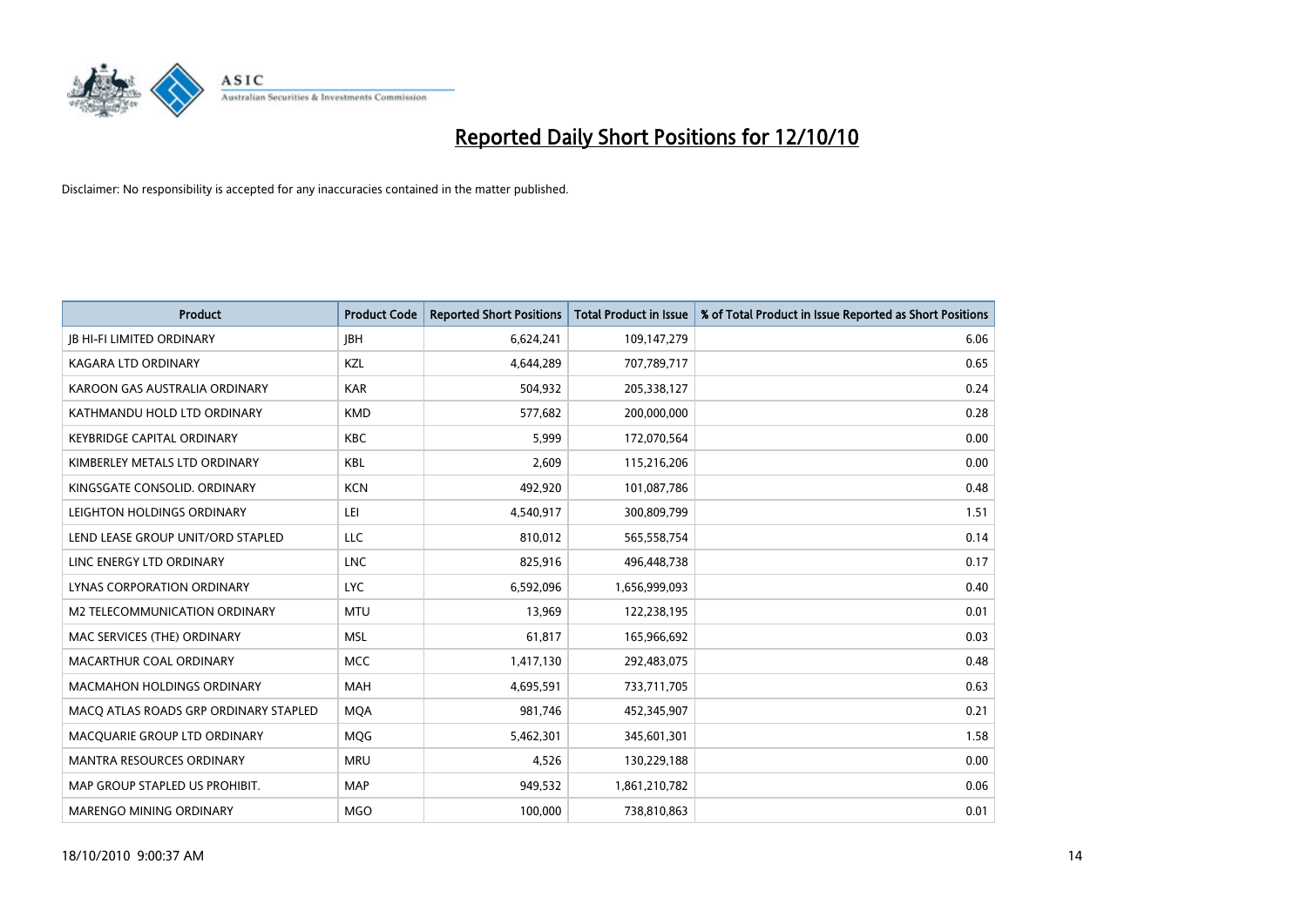# Reported Daily Short Positions for 12/10/10

Disclaimer: No responsibility is accepted for any inaccuracies contained in the matter published.

| Product | Product Code | Reported Short Positions | Total Product in Issue | % of Total Product in Issue Reported as Short Positions |
| --- | --- | --- | --- | --- |
| JB HI-FI LIMITED ORDINARY | JBH | 6,624,241 | 109,147,279 | 6.06 |
| KAGARA LTD ORDINARY | KZL | 4,644,289 | 707,789,717 | 0.65 |
| KAROON GAS AUSTRALIA ORDINARY | KAR | 504,932 | 205,338,127 | 0.24 |
| KATHMANDU HOLD LTD ORDINARY | KMD | 577,682 | 200,000,000 | 0.28 |
| KEYBRIDGE CAPITAL ORDINARY | KBC | 5,999 | 172,070,564 | 0.00 |
| KIMBERLEY METALS LTD ORDINARY | KBL | 2,609 | 115,216,206 | 0.00 |
| KINGSGATE CONSOLID. ORDINARY | KCN | 492,920 | 101,087,786 | 0.48 |
| LEIGHTON HOLDINGS ORDINARY | LEI | 4,540,917 | 300,809,799 | 1.51 |
| LEND LEASE GROUP UNIT/ORD STAPLED | LLC | 810,012 | 565,558,754 | 0.14 |
| LINC ENERGY LTD ORDINARY | LNC | 825,916 | 496,448,738 | 0.17 |
| LYNAS CORPORATION ORDINARY | LYC | 6,592,096 | 1,656,999,093 | 0.40 |
| M2 TELECOMMUNICATION ORDINARY | MTU | 13,969 | 122,238,195 | 0.01 |
| MAC SERVICES (THE) ORDINARY | MSL | 61,817 | 165,966,692 | 0.03 |
| MACARTHUR COAL ORDINARY | MCC | 1,417,130 | 292,483,075 | 0.48 |
| MACMAHON HOLDINGS ORDINARY | MAH | 4,695,591 | 733,711,705 | 0.63 |
| MACQ ATLAS ROADS GRP ORDINARY STAPLED | MQA | 981,746 | 452,345,907 | 0.21 |
| MACQUARIE GROUP LTD ORDINARY | MQG | 5,462,301 | 345,601,301 | 1.58 |
| MANTRA RESOURCES ORDINARY | MRU | 4,526 | 130,229,188 | 0.00 |
| MAP GROUP STAPLED US PROHIBIT. | MAP | 949,532 | 1,861,210,782 | 0.06 |
| MARENGO MINING ORDINARY | MGO | 100,000 | 738,810,863 | 0.01 |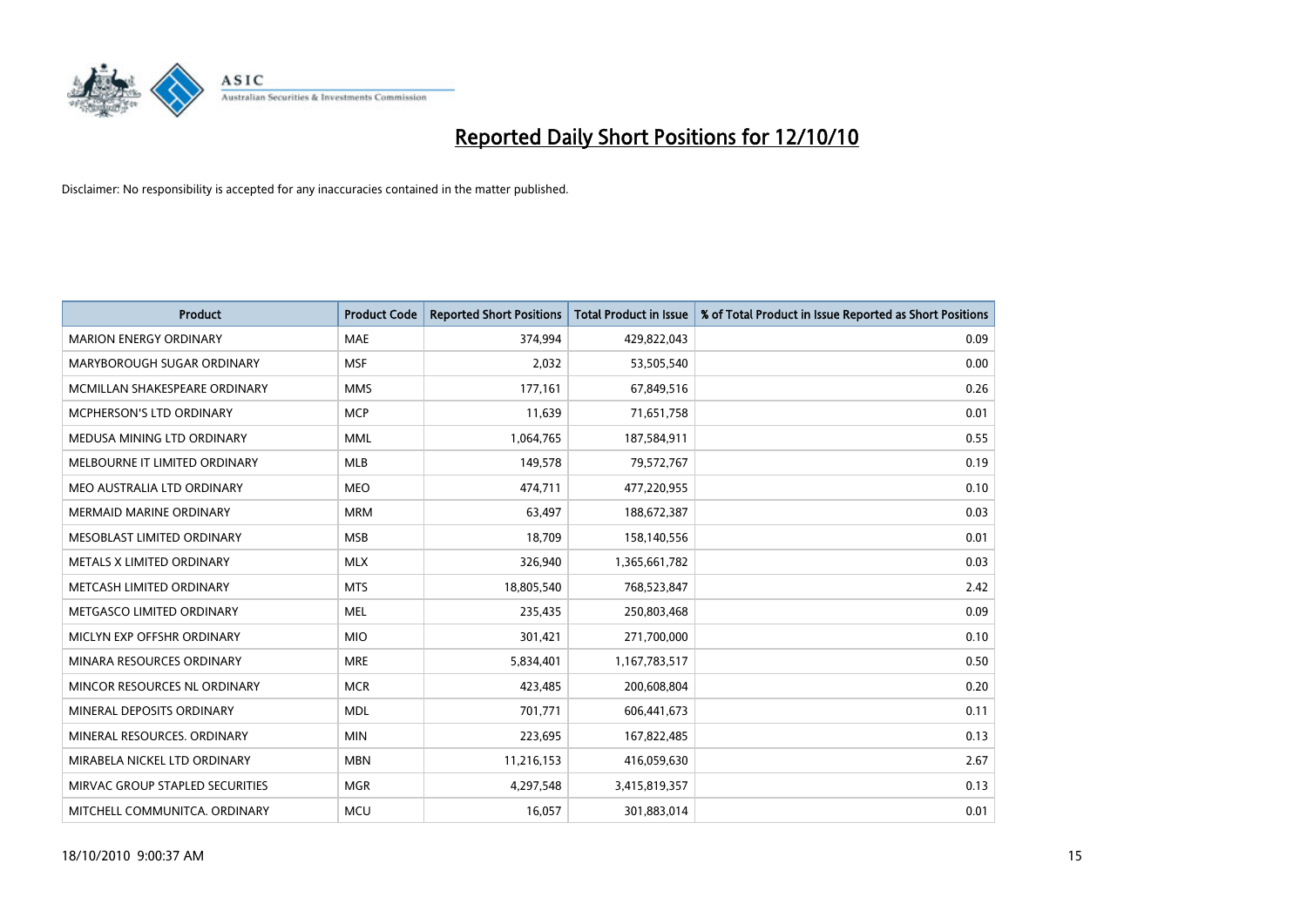# Reported Daily Short Positions for 12/10/10

Disclaimer: No responsibility is accepted for any inaccuracies contained in the matter published.

| Product | Product Code | Reported Short Positions | Total Product in Issue | % of Total Product in Issue Reported as Short Positions |
|---|---|---|---|---|
| MARION ENERGY ORDINARY | MAE | 374,994 | 429,822,043 | 0.09 |
| MARYBOROUGH SUGAR ORDINARY | MSF | 2,032 | 53,505,540 | 0.00 |
| MCMILLAN SHAKESPEARE ORDINARY | MMS | 177,161 | 67,849,516 | 0.26 |
| MCPHERSON'S LTD ORDINARY | MCP | 11,639 | 71,651,758 | 0.01 |
| MEDUSA MINING LTD ORDINARY | MML | 1,064,765 | 187,584,911 | 0.55 |
| MELBOURNE IT LIMITED ORDINARY | MLB | 149,578 | 79,572,767 | 0.19 |
| MEO AUSTRALIA LTD ORDINARY | MEO | 474,711 | 477,220,955 | 0.10 |
| MERMAID MARINE ORDINARY | MRM | 63,497 | 188,672,387 | 0.03 |
| MESOBLAST LIMITED ORDINARY | MSB | 18,709 | 158,140,556 | 0.01 |
| METALS X LIMITED ORDINARY | MLX | 326,940 | 1,365,661,782 | 0.03 |
| METCASH LIMITED ORDINARY | MTS | 18,805,540 | 768,523,847 | 2.42 |
| METGASCO LIMITED ORDINARY | MEL | 235,435 | 250,803,468 | 0.09 |
| MICLYN EXP OFFSHR ORDINARY | MIO | 301,421 | 271,700,000 | 0.10 |
| MINARA RESOURCES ORDINARY | MRE | 5,834,401 | 1,167,783,517 | 0.50 |
| MINCOR RESOURCES NL ORDINARY | MCR | 423,485 | 200,608,804 | 0.20 |
| MINERAL DEPOSITS ORDINARY | MDL | 701,771 | 606,441,673 | 0.11 |
| MINERAL RESOURCES. ORDINARY | MIN | 223,695 | 167,822,485 | 0.13 |
| MIRABELA NICKEL LTD ORDINARY | MBN | 11,216,153 | 416,059,630 | 2.67 |
| MIRVAC GROUP STAPLED SECURITIES | MGR | 4,297,548 | 3,415,819,357 | 0.13 |
| MITCHELL COMMUNITCA. ORDINARY | MCU | 16,057 | 301,883,014 | 0.01 |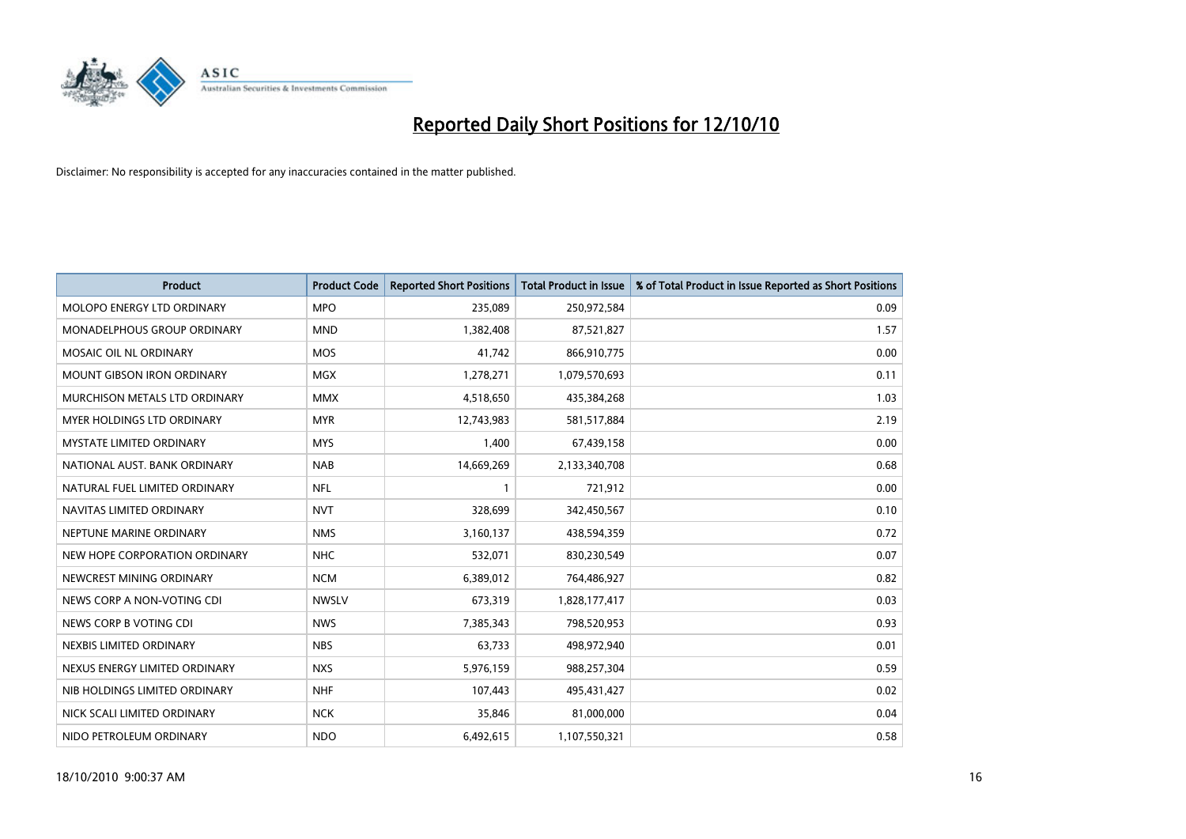# Reported Daily Short Positions for 12/10/10

Disclaimer: No responsibility is accepted for any inaccuracies contained in the matter published.

| Product | Product Code | Reported Short Positions | Total Product in Issue | % of Total Product in Issue Reported as Short Positions |
|---|---|---|---|---|
| MOLOPO ENERGY LTD ORDINARY | MPO | 235,089 | 250,972,584 | 0.09 |
| MONADELPHOUS GROUP ORDINARY | MND | 1,382,408 | 87,521,827 | 1.57 |
| MOSAIC OIL NL ORDINARY | MOS | 41,742 | 866,910,775 | 0.00 |
| MOUNT GIBSON IRON ORDINARY | MGX | 1,278,271 | 1,079,570,693 | 0.11 |
| MURCHISON METALS LTD ORDINARY | MMX | 4,518,650 | 435,384,268 | 1.03 |
| MYER HOLDINGS LTD ORDINARY | MYR | 12,743,983 | 581,517,884 | 2.19 |
| MYSTATE LIMITED ORDINARY | MYS | 1,400 | 67,439,158 | 0.00 |
| NATIONAL AUST. BANK ORDINARY | NAB | 14,669,269 | 2,133,340,708 | 0.68 |
| NATURAL FUEL LIMITED ORDINARY | NFL | 1 | 721,912 | 0.00 |
| NAVITAS LIMITED ORDINARY | NVT | 328,699 | 342,450,567 | 0.10 |
| NEPTUNE MARINE ORDINARY | NMS | 3,160,137 | 438,594,359 | 0.72 |
| NEW HOPE CORPORATION ORDINARY | NHC | 532,071 | 830,230,549 | 0.07 |
| NEWCREST MINING ORDINARY | NCM | 6,389,012 | 764,486,927 | 0.82 |
| NEWS CORP A NON-VOTING CDI | NWSLV | 673,319 | 1,828,177,417 | 0.03 |
| NEWS CORP B VOTING CDI | NWS | 7,385,343 | 798,520,953 | 0.93 |
| NEXBIS LIMITED ORDINARY | NBS | 63,733 | 498,972,940 | 0.01 |
| NEXUS ENERGY LIMITED ORDINARY | NXS | 5,976,159 | 988,257,304 | 0.59 |
| NIB HOLDINGS LIMITED ORDINARY | NHF | 107,443 | 495,431,427 | 0.02 |
| NICK SCALI LIMITED ORDINARY | NCK | 35,846 | 81,000,000 | 0.04 |
| NIDO PETROLEUM ORDINARY | NDO | 6,492,615 | 1,107,550,321 | 0.58 |

18/10/2010 9:00:37 AM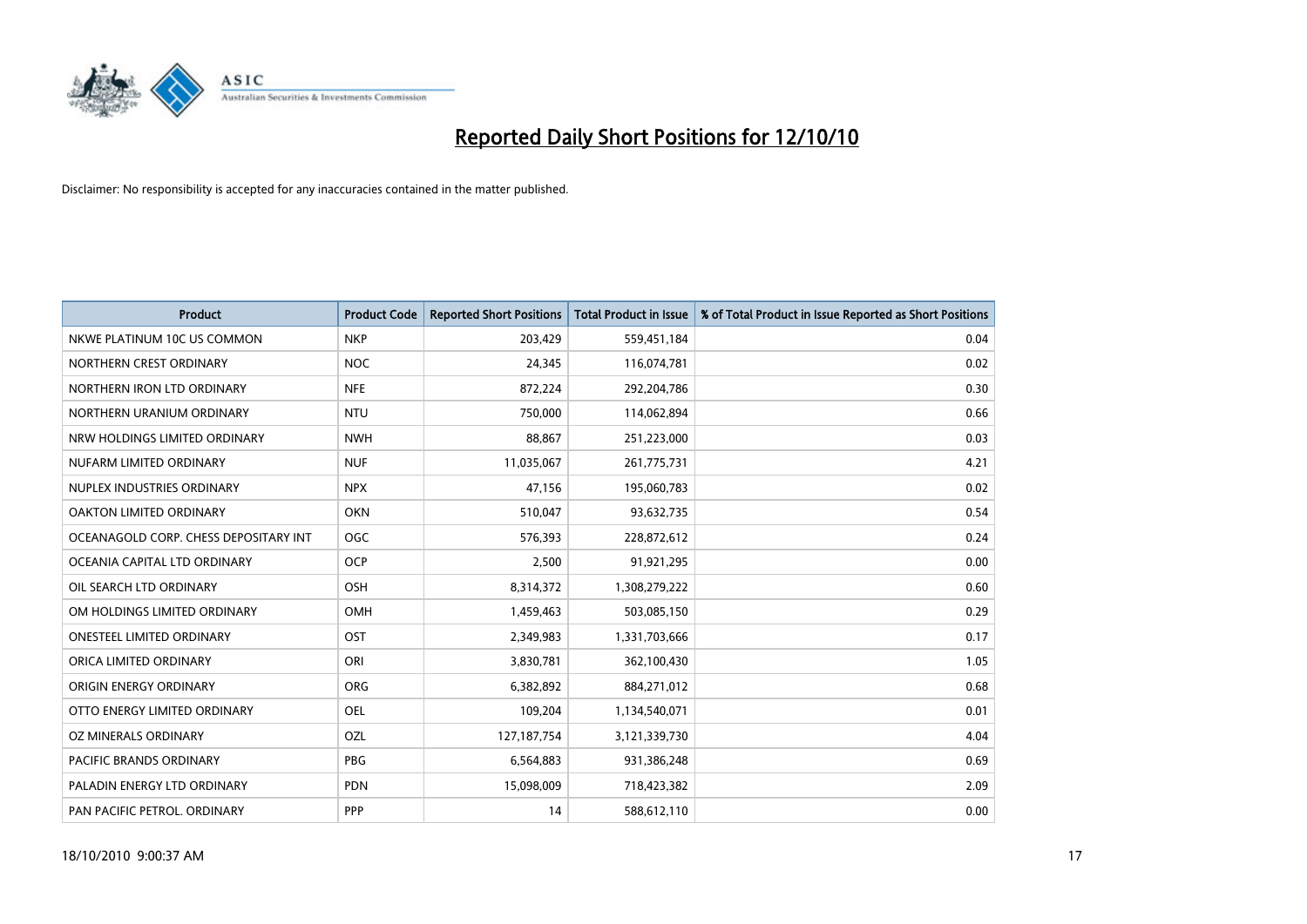# Reported Daily Short Positions for 12/10/10

Disclaimer: No responsibility is accepted for any inaccuracies contained in the matter published.

| Product | Product Code | Reported Short Positions | Total Product in Issue | % of Total Product in Issue Reported as Short Positions |
|---|---|---|---|---|
| NKWE PLATINUM 10C US COMMON | NKP | 203,429 | 559,451,184 | 0.04 |
| NORTHERN CREST ORDINARY | NOC | 24,345 | 116,074,781 | 0.02 |
| NORTHERN IRON LTD ORDINARY | NFE | 872,224 | 292,204,786 | 0.30 |
| NORTHERN URANIUM ORDINARY | NTU | 750,000 | 114,062,894 | 0.66 |
| NRW HOLDINGS LIMITED ORDINARY | NWH | 88,867 | 251,223,000 | 0.03 |
| NUFARM LIMITED ORDINARY | NUF | 11,035,067 | 261,775,731 | 4.21 |
| NUPLEX INDUSTRIES ORDINARY | NPX | 47,156 | 195,060,783 | 0.02 |
| OAKTON LIMITED ORDINARY | OKN | 510,047 | 93,632,735 | 0.54 |
| OCEANAGOLD CORP. CHESS DEPOSITARY INT | OGC | 576,393 | 228,872,612 | 0.24 |
| OCEANIA CAPITAL LTD ORDINARY | OCP | 2,500 | 91,921,295 | 0.00 |
| OIL SEARCH LTD ORDINARY | OSH | 8,314,372 | 1,308,279,222 | 0.60 |
| OM HOLDINGS LIMITED ORDINARY | OMH | 1,459,463 | 503,085,150 | 0.29 |
| ONESTEEL LIMITED ORDINARY | OST | 2,349,983 | 1,331,703,666 | 0.17 |
| ORICA LIMITED ORDINARY | ORI | 3,830,781 | 362,100,430 | 1.05 |
| ORIGIN ENERGY ORDINARY | ORG | 6,382,892 | 884,271,012 | 0.68 |
| OTTO ENERGY LIMITED ORDINARY | OEL | 109,204 | 1,134,540,071 | 0.01 |
| OZ MINERALS ORDINARY | OZL | 127,187,754 | 3,121,339,730 | 4.04 |
| PACIFIC BRANDS ORDINARY | PBG | 6,564,883 | 931,386,248 | 0.69 |
| PALADIN ENERGY LTD ORDINARY | PDN | 15,098,009 | 718,423,382 | 2.09 |
| PAN PACIFIC PETROL. ORDINARY | PPP | 14 | 588,612,110 | 0.00 |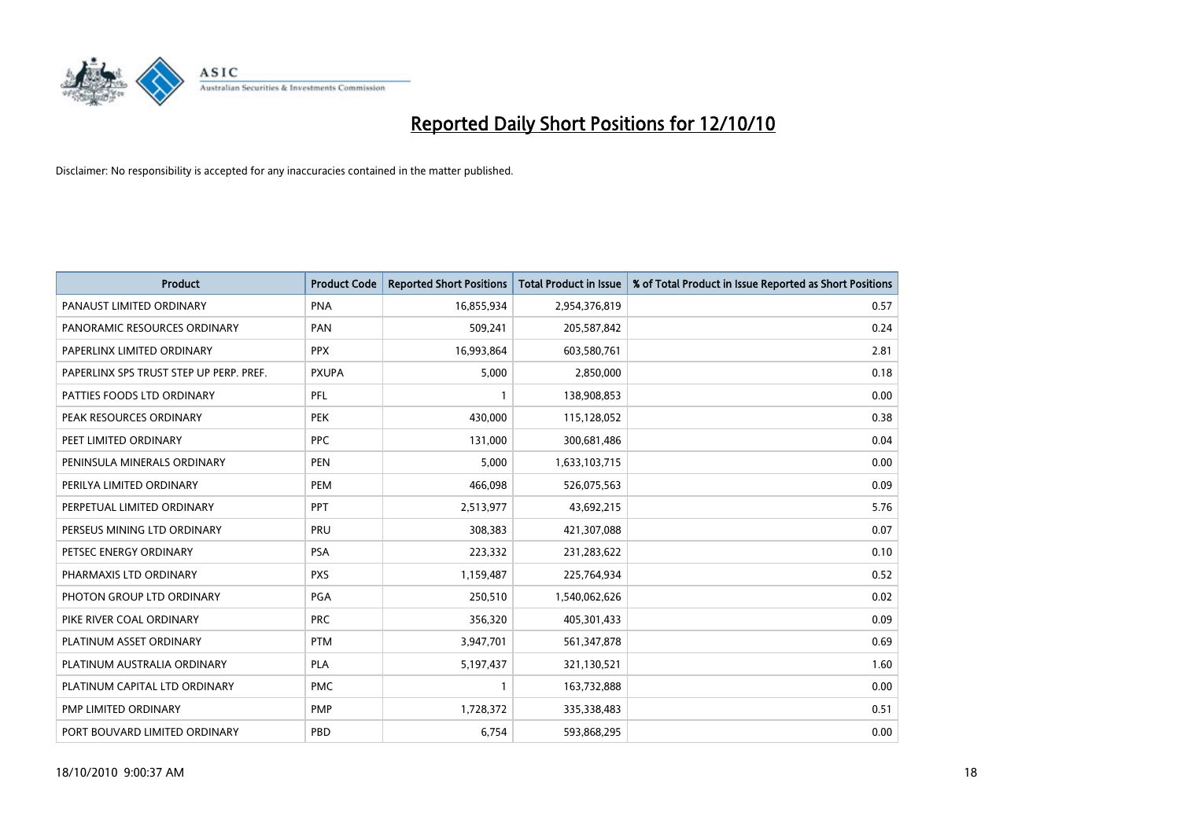# Reported Daily Short Positions for 12/10/10

Disclaimer: No responsibility is accepted for any inaccuracies contained in the matter published.

| Product | Product Code | Reported Short Positions | Total Product in Issue | % of Total Product in Issue Reported as Short Positions |
|---|---|---|---|---|
| PANAUST LIMITED ORDINARY | PNA | 16,855,934 | 2,954,376,819 | 0.57 |
| PANORAMIC RESOURCES ORDINARY | PAN | 509,241 | 205,587,842 | 0.24 |
| PAPERLINX LIMITED ORDINARY | PPX | 16,993,864 | 603,580,761 | 2.81 |
| PAPERLINX SPS TRUST STEP UP PERP. PREF. | PXUPA | 5,000 | 2,850,000 | 0.18 |
| PATTIES FOODS LTD ORDINARY | PFL | 1 | 138,908,853 | 0.00 |
| PEAK RESOURCES ORDINARY | PEK | 430,000 | 115,128,052 | 0.38 |
| PEET LIMITED ORDINARY | PPC | 131,000 | 300,681,486 | 0.04 |
| PENINSULA MINERALS ORDINARY | PEN | 5,000 | 1,633,103,715 | 0.00 |
| PERILYA LIMITED ORDINARY | PEM | 466,098 | 526,075,563 | 0.09 |
| PERPETUAL LIMITED ORDINARY | PPT | 2,513,977 | 43,692,215 | 5.76 |
| PERSEUS MINING LTD ORDINARY | PRU | 308,383 | 421,307,088 | 0.07 |
| PETSEC ENERGY ORDINARY | PSA | 223,332 | 231,283,622 | 0.10 |
| PHARMAXIS LTD ORDINARY | PXS | 1,159,487 | 225,764,934 | 0.52 |
| PHOTON GROUP LTD ORDINARY | PGA | 250,510 | 1,540,062,626 | 0.02 |
| PIKE RIVER COAL ORDINARY | PRC | 356,320 | 405,301,433 | 0.09 |
| PLATINUM ASSET ORDINARY | PTM | 3,947,701 | 561,347,878 | 0.69 |
| PLATINUM AUSTRALIA ORDINARY | PLA | 5,197,437 | 321,130,521 | 1.60 |
| PLATINUM CAPITAL LTD ORDINARY | PMC | 1 | 163,732,888 | 0.00 |
| PMP LIMITED ORDINARY | PMP | 1,728,372 | 335,338,483 | 0.51 |
| PORT BOUVARD LIMITED ORDINARY | PBD | 6,754 | 593,868,295 | 0.00 |

18/10/2010 9:00:37 AM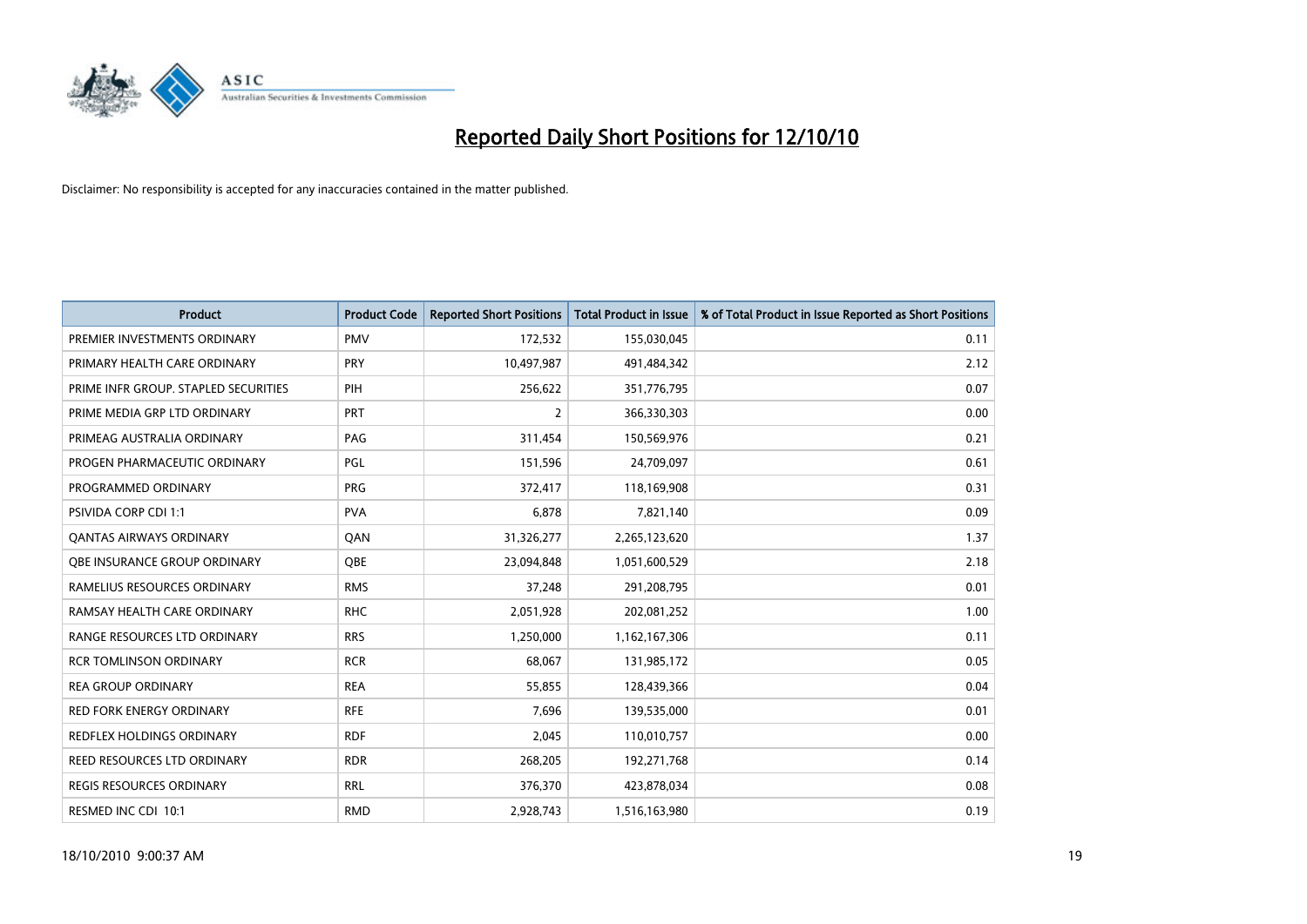# Reported Daily Short Positions for 12/10/10

Disclaimer: No responsibility is accepted for any inaccuracies contained in the matter published.

| Product | Product Code | Reported Short Positions | Total Product in Issue | % of Total Product in Issue Reported as Short Positions |
|---|---|---|---|---|
| PREMIER INVESTMENTS ORDINARY | PMV | 172,532 | 155,030,045 | 0.11 |
| PRIMARY HEALTH CARE ORDINARY | PRY | 10,497,987 | 491,484,342 | 2.12 |
| PRIME INFR GROUP. STAPLED SECURITIES | PIH | 256,622 | 351,776,795 | 0.07 |
| PRIME MEDIA GRP LTD ORDINARY | PRT | 2 | 366,330,303 | 0.00 |
| PRIMEAG AUSTRALIA ORDINARY | PAG | 311,454 | 150,569,976 | 0.21 |
| PROGEN PHARMACEUTIC ORDINARY | PGL | 151,596 | 24,709,097 | 0.61 |
| PROGRAMMED ORDINARY | PRG | 372,417 | 118,169,908 | 0.31 |
| PSIVIDA CORP CDI 1:1 | PVA | 6,878 | 7,821,140 | 0.09 |
| QANTAS AIRWAYS ORDINARY | QAN | 31,326,277 | 2,265,123,620 | 1.37 |
| QBE INSURANCE GROUP ORDINARY | QBE | 23,094,848 | 1,051,600,529 | 2.18 |
| RAMELIUS RESOURCES ORDINARY | RMS | 37,248 | 291,208,795 | 0.01 |
| RAMSAY HEALTH CARE ORDINARY | RHC | 2,051,928 | 202,081,252 | 1.00 |
| RANGE RESOURCES LTD ORDINARY | RRS | 1,250,000 | 1,162,167,306 | 0.11 |
| RCR TOMLINSON ORDINARY | RCR | 68,067 | 131,985,172 | 0.05 |
| REA GROUP ORDINARY | REA | 55,855 | 128,439,366 | 0.04 |
| RED FORK ENERGY ORDINARY | RFE | 7,696 | 139,535,000 | 0.01 |
| REDFLEX HOLDINGS ORDINARY | RDF | 2,045 | 110,010,757 | 0.00 |
| REED RESOURCES LTD ORDINARY | RDR | 268,205 | 192,271,768 | 0.14 |
| REGIS RESOURCES ORDINARY | RRL | 376,370 | 423,878,034 | 0.08 |
| RESMED INC CDI 10:1 | RMD | 2,928,743 | 1,516,163,980 | 0.19 |

18/10/2010 9:00:37 AM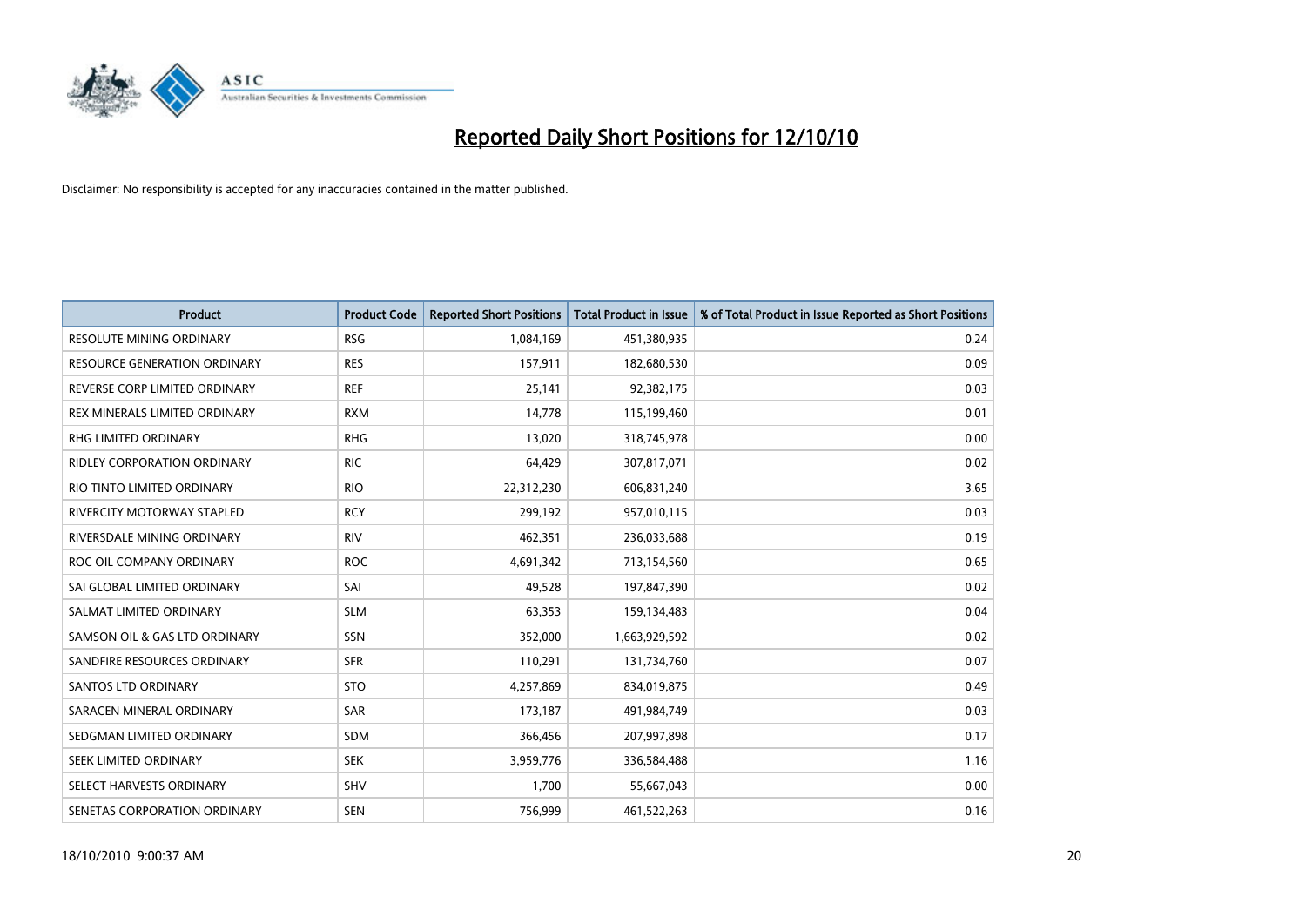# Reported Daily Short Positions for 12/10/10

Disclaimer: No responsibility is accepted for any inaccuracies contained in the matter published.

| Product | Product Code | Reported Short Positions | Total Product in Issue | % of Total Product in Issue Reported as Short Positions |
|---|---|---|---|---|
| RESOLUTE MINING ORDINARY | RSG | 1,084,169 | 451,380,935 | 0.24 |
| RESOURCE GENERATION ORDINARY | RES | 157,911 | 182,680,530 | 0.09 |
| REVERSE CORP LIMITED ORDINARY | REF | 25,141 | 92,382,175 | 0.03 |
| REX MINERALS LIMITED ORDINARY | RXM | 14,778 | 115,199,460 | 0.01 |
| RHG LIMITED ORDINARY | RHG | 13,020 | 318,745,978 | 0.00 |
| RIDLEY CORPORATION ORDINARY | RIC | 64,429 | 307,817,071 | 0.02 |
| RIO TINTO LIMITED ORDINARY | RIO | 22,312,230 | 606,831,240 | 3.65 |
| RIVERCITY MOTORWAY STAPLED | RCY | 299,192 | 957,010,115 | 0.03 |
| RIVERSDALE MINING ORDINARY | RIV | 462,351 | 236,033,688 | 0.19 |
| ROC OIL COMPANY ORDINARY | ROC | 4,691,342 | 713,154,560 | 0.65 |
| SAI GLOBAL LIMITED ORDINARY | SAI | 49,528 | 197,847,390 | 0.02 |
| SALMAT LIMITED ORDINARY | SLM | 63,353 | 159,134,483 | 0.04 |
| SAMSON OIL & GAS LTD ORDINARY | SSN | 352,000 | 1,663,929,592 | 0.02 |
| SANDFIRE RESOURCES ORDINARY | SFR | 110,291 | 131,734,760 | 0.07 |
| SANTOS LTD ORDINARY | STO | 4,257,869 | 834,019,875 | 0.49 |
| SARACEN MINERAL ORDINARY | SAR | 173,187 | 491,984,749 | 0.03 |
| SEDGMAN LIMITED ORDINARY | SDM | 366,456 | 207,997,898 | 0.17 |
| SEEK LIMITED ORDINARY | SEK | 3,959,776 | 336,584,488 | 1.16 |
| SELECT HARVESTS ORDINARY | SHV | 1,700 | 55,667,043 | 0.00 |
| SENETAS CORPORATION ORDINARY | SEN | 756,999 | 461,522,263 | 0.16 |

18/10/2010 9:00:37 AM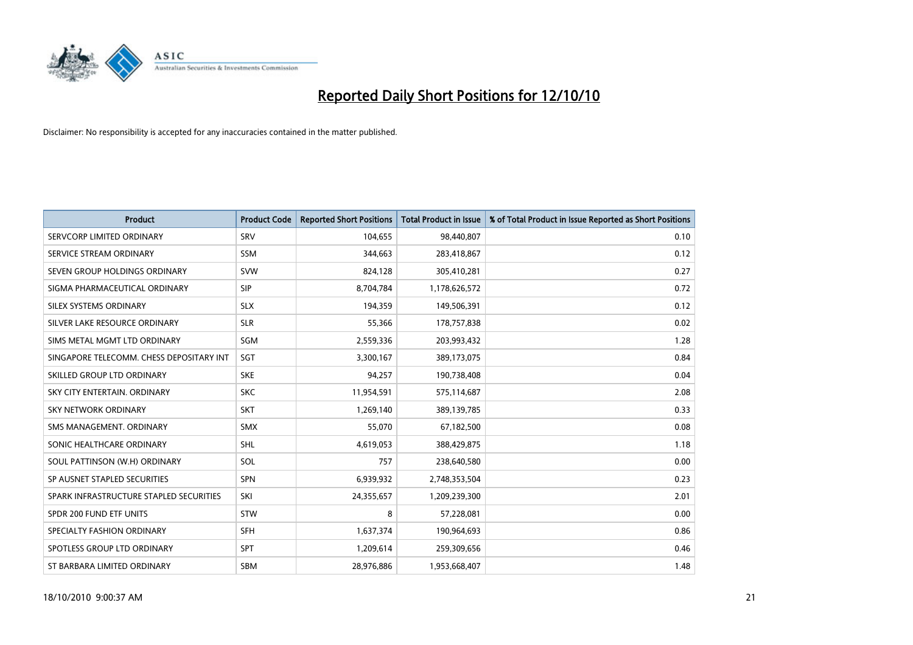# Reported Daily Short Positions for 12/10/10

Disclaimer: No responsibility is accepted for any inaccuracies contained in the matter published.

| Product | Product Code | Reported Short Positions | Total Product in Issue | % of Total Product in Issue Reported as Short Positions |
|---|---|---|---|---|
| SERVCORP LIMITED ORDINARY | SRV | 104,655 | 98,440,807 | 0.10 |
| SERVICE STREAM ORDINARY | SSM | 344,663 | 283,418,867 | 0.12 |
| SEVEN GROUP HOLDINGS ORDINARY | SVW | 824,128 | 305,410,281 | 0.27 |
| SIGMA PHARMACEUTICAL ORDINARY | SIP | 8,704,784 | 1,178,626,572 | 0.72 |
| SILEX SYSTEMS ORDINARY | SLX | 194,359 | 149,506,391 | 0.12 |
| SILVER LAKE RESOURCE ORDINARY | SLR | 55,366 | 178,757,838 | 0.02 |
| SIMS METAL MGMT LTD ORDINARY | SGM | 2,559,336 | 203,993,432 | 1.28 |
| SINGAPORE TELECOMM. CHESS DEPOSITARY INT | SGT | 3,300,167 | 389,173,075 | 0.84 |
| SKILLED GROUP LTD ORDINARY | SKE | 94,257 | 190,738,408 | 0.04 |
| SKY CITY ENTERTAIN. ORDINARY | SKC | 11,954,591 | 575,114,687 | 2.08 |
| SKY NETWORK ORDINARY | SKT | 1,269,140 | 389,139,785 | 0.33 |
| SMS MANAGEMENT. ORDINARY | SMX | 55,070 | 67,182,500 | 0.08 |
| SONIC HEALTHCARE ORDINARY | SHL | 4,619,053 | 388,429,875 | 1.18 |
| SOUL PATTINSON (W.H) ORDINARY | SOL | 757 | 238,640,580 | 0.00 |
| SP AUSNET STAPLED SECURITIES | SPN | 6,939,932 | 2,748,353,504 | 0.23 |
| SPARK INFRASTRUCTURE STAPLED SECURITIES | SKI | 24,355,657 | 1,209,239,300 | 2.01 |
| SPDR 200 FUND ETF UNITS | STW | 8 | 57,228,081 | 0.00 |
| SPECIALTY FASHION ORDINARY | SFH | 1,637,374 | 190,964,693 | 0.86 |
| SPOTLESS GROUP LTD ORDINARY | SPT | 1,209,614 | 259,309,656 | 0.46 |
| ST BARBARA LIMITED ORDINARY | SBM | 28,976,886 | 1,953,668,407 | 1.48 |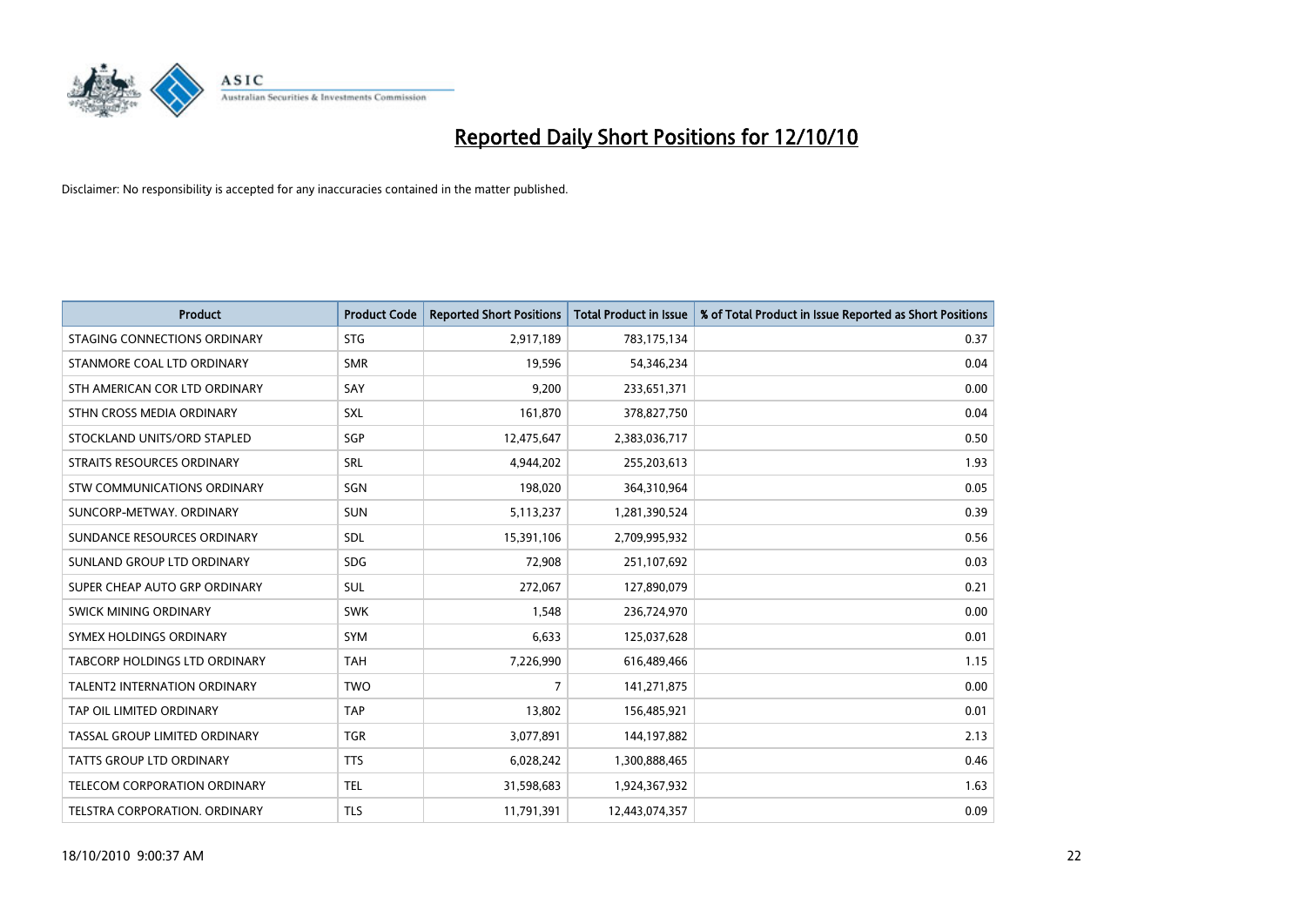# Reported Daily Short Positions for 12/10/10

Disclaimer: No responsibility is accepted for any inaccuracies contained in the matter published.

| Product | Product Code | Reported Short Positions | Total Product in Issue | % of Total Product in Issue Reported as Short Positions |
|---|---|---|---|---|
| STAGING CONNECTIONS ORDINARY | STG | 2,917,189 | 783,175,134 | 0.37 |
| STANMORE COAL LTD ORDINARY | SMR | 19,596 | 54,346,234 | 0.04 |
| STH AMERICAN COR LTD ORDINARY | SAY | 9,200 | 233,651,371 | 0.00 |
| STHN CROSS MEDIA ORDINARY | SXL | 161,870 | 378,827,750 | 0.04 |
| STOCKLAND UNITS/ORD STAPLED | SGP | 12,475,647 | 2,383,036,717 | 0.50 |
| STRAITS RESOURCES ORDINARY | SRL | 4,944,202 | 255,203,613 | 1.93 |
| STW COMMUNICATIONS ORDINARY | SGN | 198,020 | 364,310,964 | 0.05 |
| SUNCORP-METWAY. ORDINARY | SUN | 5,113,237 | 1,281,390,524 | 0.39 |
| SUNDANCE RESOURCES ORDINARY | SDL | 15,391,106 | 2,709,995,932 | 0.56 |
| SUNLAND GROUP LTD ORDINARY | SDG | 72,908 | 251,107,692 | 0.03 |
| SUPER CHEAP AUTO GRP ORDINARY | SUL | 272,067 | 127,890,079 | 0.21 |
| SWICK MINING ORDINARY | SWK | 1,548 | 236,724,970 | 0.00 |
| SYMEX HOLDINGS ORDINARY | SYM | 6,633 | 125,037,628 | 0.01 |
| TABCORP HOLDINGS LTD ORDINARY | TAH | 7,226,990 | 616,489,466 | 1.15 |
| TALENT2 INTERNATION ORDINARY | TWO | 7 | 141,271,875 | 0.00 |
| TAP OIL LIMITED ORDINARY | TAP | 13,802 | 156,485,921 | 0.01 |
| TASSAL GROUP LIMITED ORDINARY | TGR | 3,077,891 | 144,197,882 | 2.13 |
| TATTS GROUP LTD ORDINARY | TTS | 6,028,242 | 1,300,888,465 | 0.46 |
| TELECOM CORPORATION ORDINARY | TEL | 31,598,683 | 1,924,367,932 | 1.63 |
| TELSTRA CORPORATION. ORDINARY | TLS | 11,791,391 | 12,443,074,357 | 0.09 |

18/10/2010 9:00:37 AM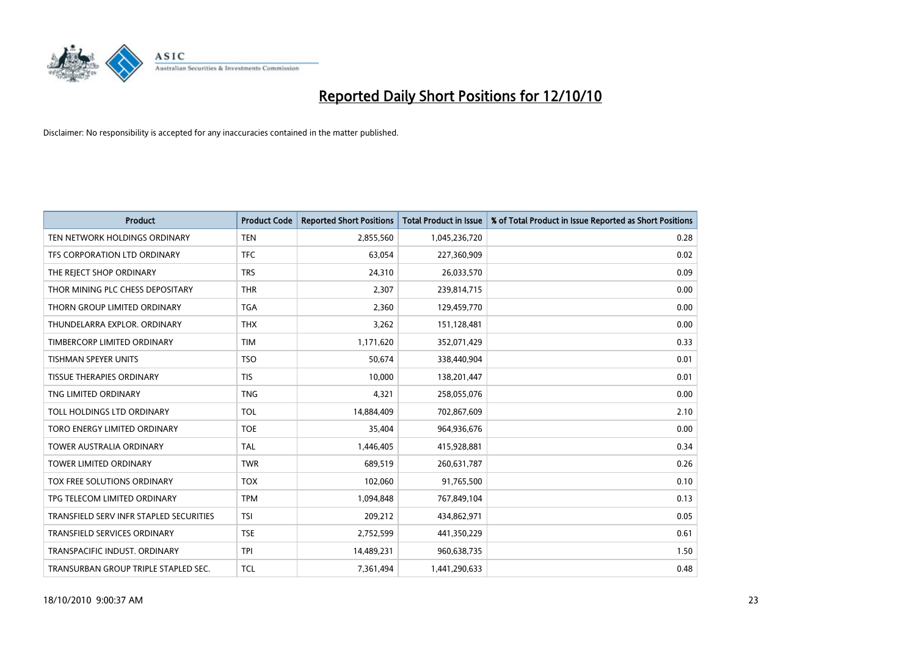# Reported Daily Short Positions for 12/10/10

Disclaimer: No responsibility is accepted for any inaccuracies contained in the matter published.

| Product | Product Code | Reported Short Positions | Total Product in Issue | % of Total Product in Issue Reported as Short Positions |
|---|---|---|---|---|
| TEN NETWORK HOLDINGS ORDINARY | TEN | 2,855,560 | 1,045,236,720 | 0.28 |
| TFS CORPORATION LTD ORDINARY | TFC | 63,054 | 227,360,909 | 0.02 |
| THE REJECT SHOP ORDINARY | TRS | 24,310 | 26,033,570 | 0.09 |
| THOR MINING PLC CHESS DEPOSITARY | THR | 2,307 | 239,814,715 | 0.00 |
| THORN GROUP LIMITED ORDINARY | TGA | 2,360 | 129,459,770 | 0.00 |
| THUNDELARRA EXPLOR. ORDINARY | THX | 3,262 | 151,128,481 | 0.00 |
| TIMBERCORP LIMITED ORDINARY | TIM | 1,171,620 | 352,071,429 | 0.33 |
| TISHMAN SPEYER UNITS | TSO | 50,674 | 338,440,904 | 0.01 |
| TISSUE THERAPIES ORDINARY | TIS | 10,000 | 138,201,447 | 0.01 |
| TNG LIMITED ORDINARY | TNG | 4,321 | 258,055,076 | 0.00 |
| TOLL HOLDINGS LTD ORDINARY | TOL | 14,884,409 | 702,867,609 | 2.10 |
| TORO ENERGY LIMITED ORDINARY | TOE | 35,404 | 964,936,676 | 0.00 |
| TOWER AUSTRALIA ORDINARY | TAL | 1,446,405 | 415,928,881 | 0.34 |
| TOWER LIMITED ORDINARY | TWR | 689,519 | 260,631,787 | 0.26 |
| TOX FREE SOLUTIONS ORDINARY | TOX | 102,060 | 91,765,500 | 0.10 |
| TPG TELECOM LIMITED ORDINARY | TPM | 1,094,848 | 767,849,104 | 0.13 |
| TRANSFIELD SERV INFR STAPLED SECURITIES | TSI | 209,212 | 434,862,971 | 0.05 |
| TRANSFIELD SERVICES ORDINARY | TSE | 2,752,599 | 441,350,229 | 0.61 |
| TRANSPACIFIC INDUST. ORDINARY | TPI | 14,489,231 | 960,638,735 | 1.50 |
| TRANSURBAN GROUP TRIPLE STAPLED SEC. | TCL | 7,361,494 | 1,441,290,633 | 0.48 |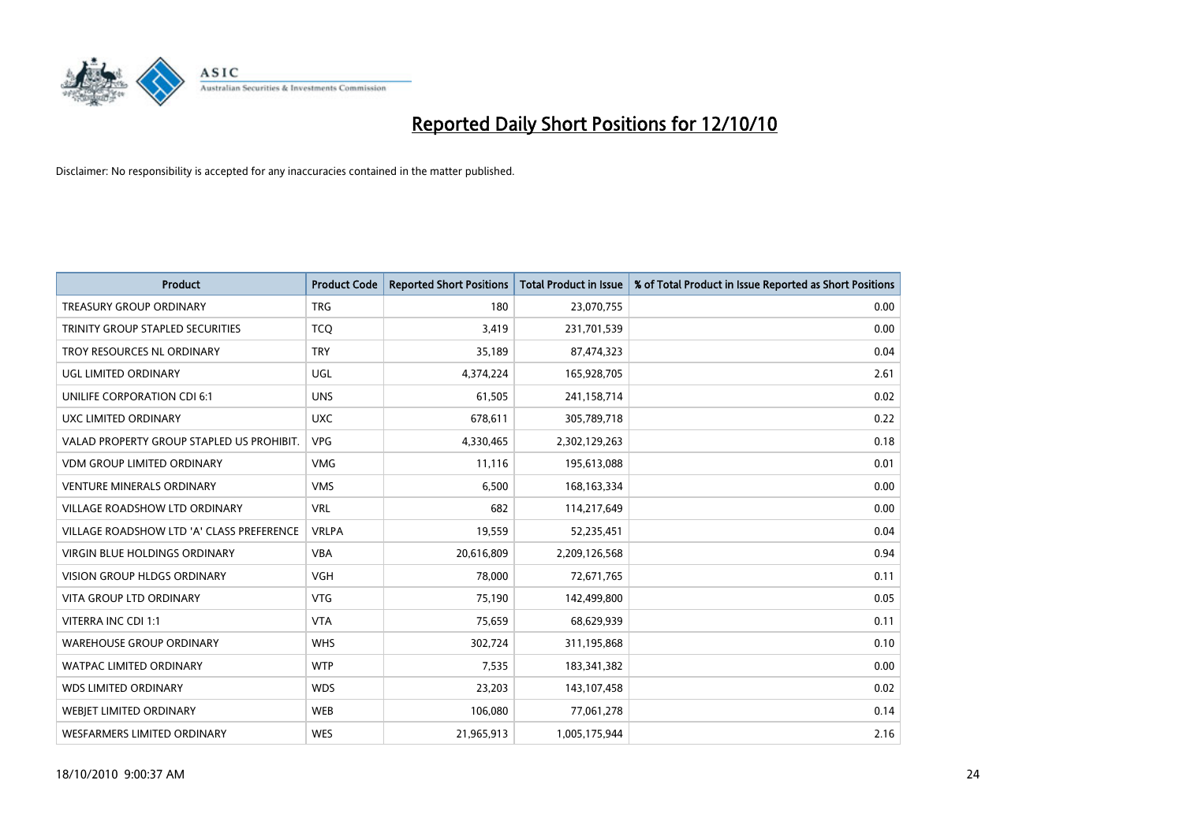# Reported Daily Short Positions for 12/10/10

Disclaimer: No responsibility is accepted for any inaccuracies contained in the matter published.

| Product | Product Code | Reported Short Positions | Total Product in Issue | % of Total Product in Issue Reported as Short Positions |
|---|---|---|---|---|
| TREASURY GROUP ORDINARY | TRG | 180 | 23,070,755 | 0.00 |
| TRINITY GROUP STAPLED SECURITIES | TCQ | 3,419 | 231,701,539 | 0.00 |
| TROY RESOURCES NL ORDINARY | TRY | 35,189 | 87,474,323 | 0.04 |
| UGL LIMITED ORDINARY | UGL | 4,374,224 | 165,928,705 | 2.61 |
| UNILIFE CORPORATION CDI 6:1 | UNS | 61,505 | 241,158,714 | 0.02 |
| UXC LIMITED ORDINARY | UXC | 678,611 | 305,789,718 | 0.22 |
| VALAD PROPERTY GROUP STAPLED US PROHIBIT. | VPG | 4,330,465 | 2,302,129,263 | 0.18 |
| VDM GROUP LIMITED ORDINARY | VMG | 11,116 | 195,613,088 | 0.01 |
| VENTURE MINERALS ORDINARY | VMS | 6,500 | 168,163,334 | 0.00 |
| VILLAGE ROADSHOW LTD ORDINARY | VRL | 682 | 114,217,649 | 0.00 |
| VILLAGE ROADSHOW LTD 'A' CLASS PREFERENCE | VRLPA | 19,559 | 52,235,451 | 0.04 |
| VIRGIN BLUE HOLDINGS ORDINARY | VBA | 20,616,809 | 2,209,126,568 | 0.94 |
| VISION GROUP HLDGS ORDINARY | VGH | 78,000 | 72,671,765 | 0.11 |
| VITA GROUP LTD ORDINARY | VTG | 75,190 | 142,499,800 | 0.05 |
| VITERRA INC CDI 1:1 | VTA | 75,659 | 68,629,939 | 0.11 |
| WAREHOUSE GROUP ORDINARY | WHS | 302,724 | 311,195,868 | 0.10 |
| WATPAC LIMITED ORDINARY | WTP | 7,535 | 183,341,382 | 0.00 |
| WDS LIMITED ORDINARY | WDS | 23,203 | 143,107,458 | 0.02 |
| WEBJET LIMITED ORDINARY | WEB | 106,080 | 77,061,278 | 0.14 |
| WESFARMERS LIMITED ORDINARY | WES | 21,965,913 | 1,005,175,944 | 2.16 |

18/10/2010 9:00:37 AM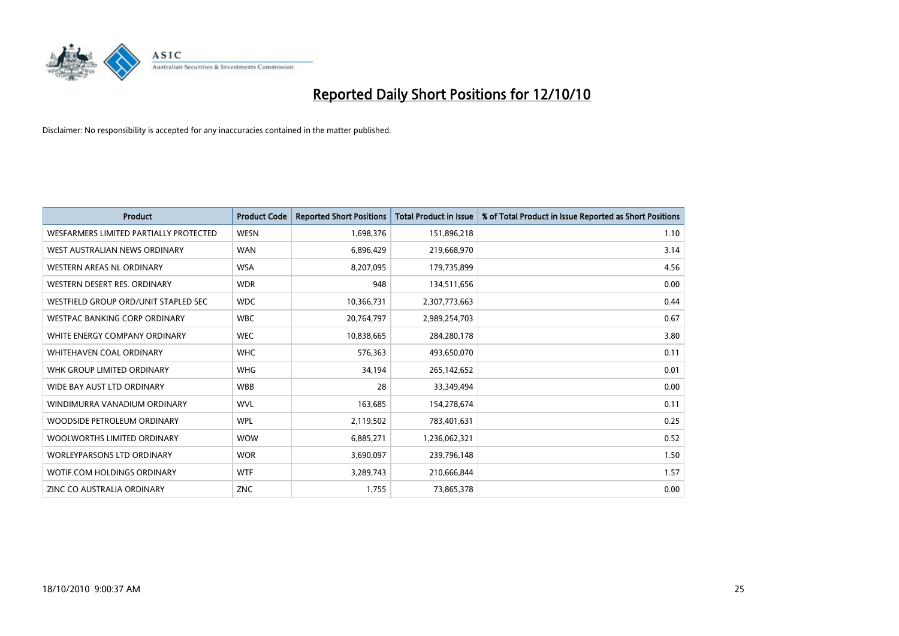# Reported Daily Short Positions for 12/10/10

Disclaimer: No responsibility is accepted for any inaccuracies contained in the matter published.

| Product | Product Code | Reported Short Positions | Total Product in Issue | % of Total Product in Issue Reported as Short Positions |
|---|---|---|---|---|
| WESFARMERS LIMITED PARTIALLY PROTECTED | WESN | 1,698,376 | 151,896,218 | 1.10 |
| WEST AUSTRALIAN NEWS ORDINARY | WAN | 6,896,429 | 219,668,970 | 3.14 |
| WESTERN AREAS NL ORDINARY | WSA | 8,207,095 | 179,735,899 | 4.56 |
| WESTERN DESERT RES. ORDINARY | WDR | 948 | 134,511,656 | 0.00 |
| WESTFIELD GROUP ORD/UNIT STAPLED SEC | WDC | 10,366,731 | 2,307,773,663 | 0.44 |
| WESTPAC BANKING CORP ORDINARY | WBC | 20,764,797 | 2,989,254,703 | 0.67 |
| WHITE ENERGY COMPANY ORDINARY | WEC | 10,838,665 | 284,280,178 | 3.80 |
| WHITEHAVEN COAL ORDINARY | WHC | 576,363 | 493,650,070 | 0.11 |
| WHK GROUP LIMITED ORDINARY | WHG | 34,194 | 265,142,652 | 0.01 |
| WIDE BAY AUST LTD ORDINARY | WBB | 28 | 33,349,494 | 0.00 |
| WINDIMURRA VANADIUM ORDINARY | WVL | 163,685 | 154,278,674 | 0.11 |
| WOODSIDE PETROLEUM ORDINARY | WPL | 2,119,502 | 783,401,631 | 0.25 |
| WOOLWORTHS LIMITED ORDINARY | WOW | 6,885,271 | 1,236,062,321 | 0.52 |
| WORLEYPARSONS LTD ORDINARY | WOR | 3,690,097 | 239,796,148 | 1.50 |
| WOTIF.COM HOLDINGS ORDINARY | WTF | 3,289,743 | 210,666,844 | 1.57 |
| ZINC CO AUSTRALIA ORDINARY | ZNC | 1,755 | 73,865,378 | 0.00 |